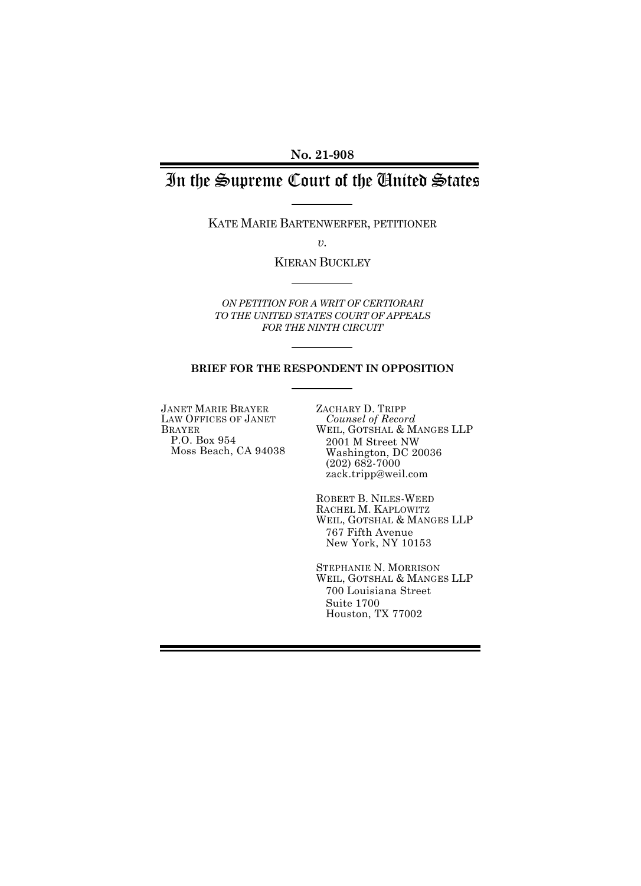**No. 21-908**

# In the Supreme Court of the United States

KATE MARIE BARTENWERFER, PETITIONER

*v.*

KIERAN BUCKLEY

*ON PETITION FOR A WRIT OF CERTIORARI TO THE UNITED STATES COURT OF APPEALS FOR THE NINTH CIRCUIT*

**BRIEF FOR THE RESPONDENT IN OPPOSITION**

JANET MARIE BRAYER
LAW OFFICES OF JANET BRAYER
P.O. Box 954
Moss Beach, CA 94038

ZACHARY D. TRIPP
*Counsel of Record*
WEIL, GOTSHAL & MANGES LLP
2001 M Street NW
Washington, DC 20036
(202) 682-7000
zack.tripp@weil.com

ROBERT B. NILES-WEED
RACHEL M. KAPLOWITZ
WEIL, GOTSHAL & MANGES LLP
767 Fifth Avenue
New York, NY 10153

STEPHANIE N. MORRISON
WEIL, GOTSHAL & MANGES LLP
700 Louisiana Street
Suite 1700
Houston, TX 77002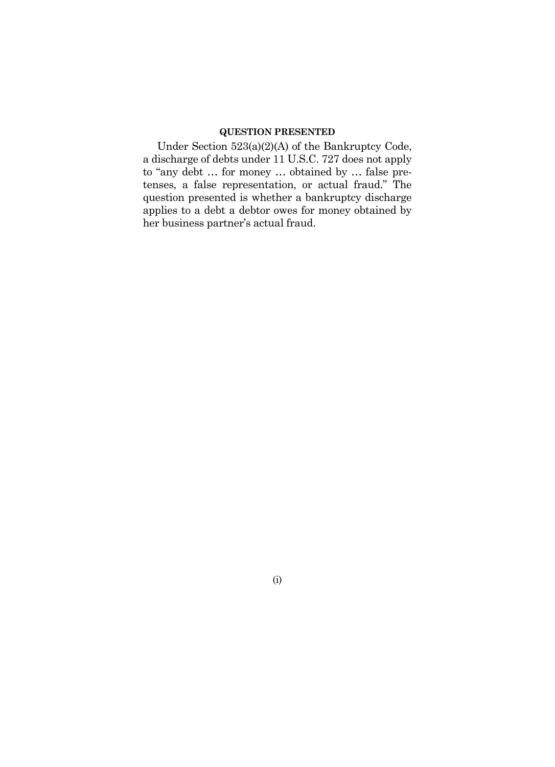## QUESTION PRESENTED

Under Section 523(a)(2)(A) of the Bankruptcy Code, a discharge of debts under 11 U.S.C. 727 does not apply to "any debt … for money … obtained by … false pretenses, a false representation, or actual fraud." The question presented is whether a bankruptcy discharge applies to a debt a debtor owes for money obtained by her business partner's actual fraud.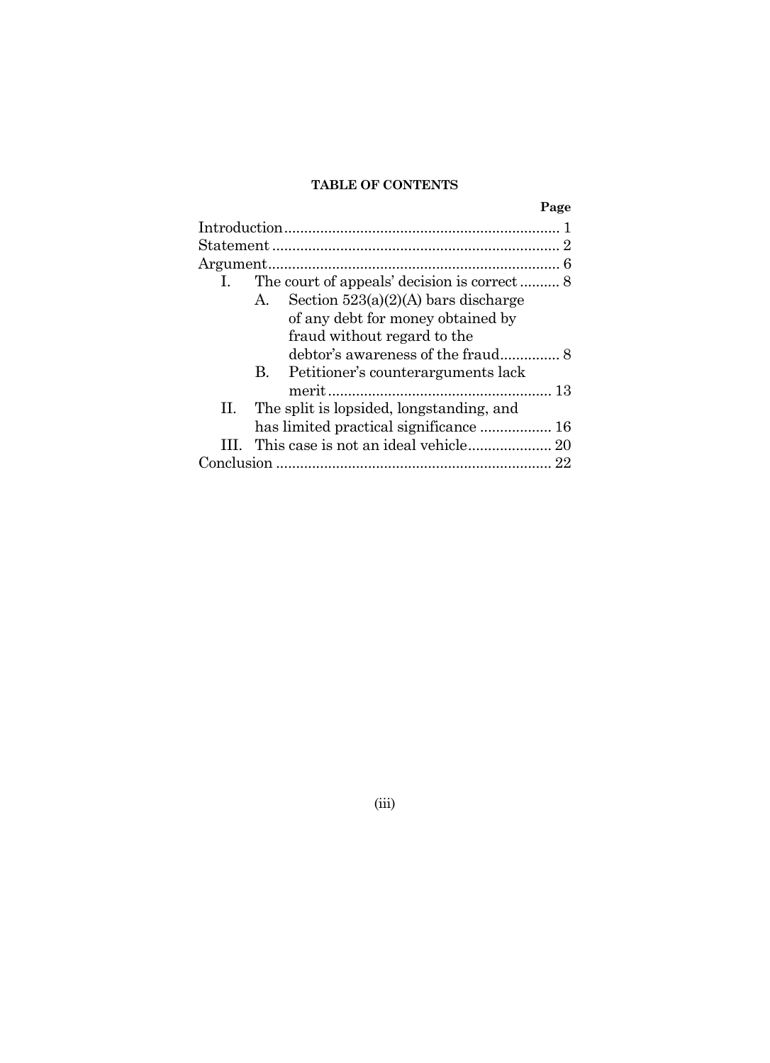## TABLE OF CONTENTS

| | Page |
|---|---|
| Introduction | 1 |
| Statement | 2 |
| Argument | 6 |
| I. The court of appeals' decision is correct | 8 |
| A. Section 523(a)(2)(A) bars discharge of any debt for money obtained by fraud without regard to the debtor's awareness of the fraud | 8 |
| B. Petitioner's counterarguments lack merit | 13 |
| II. The split is lopsided, longstanding, and has limited practical significance | 16 |
| III. This case is not an ideal vehicle | 20 |
| Conclusion | 22 |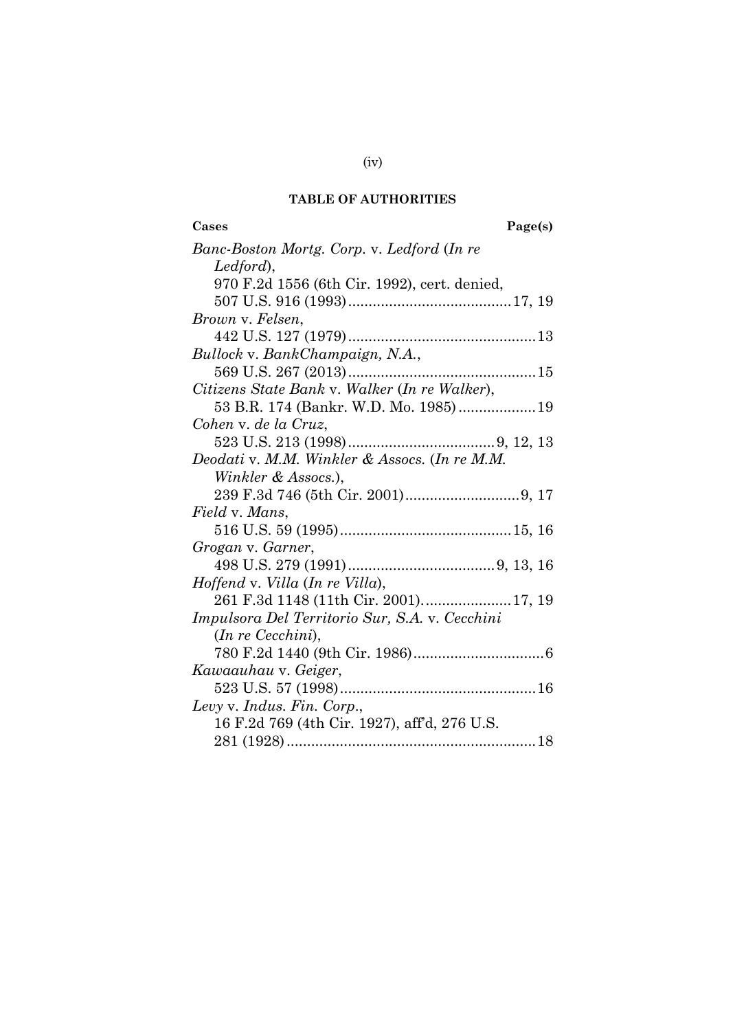## TABLE OF AUTHORITIES

| Cases | Page(s) |
|---|---|
| *Banc-Boston Mortg. Corp.* v. *Ledford* (*In re Ledford*), 970 F.2d 1556 (6th Cir. 1992), cert. denied, 507 U.S. 916 (1993) | 17, 19 |
| *Brown* v. *Felsen*, 442 U.S. 127 (1979) | 13 |
| *Bullock* v. *BankChampaign, N.A.*, 569 U.S. 267 (2013) | 15 |
| *Citizens State Bank* v. *Walker* (*In re Walker*), 53 B.R. 174 (Bankr. W.D. Mo. 1985) | 19 |
| *Cohen* v. *de la Cruz*, 523 U.S. 213 (1998) | 9, 12, 13 |
| *Deodati* v. *M.M. Winkler & Assocs.* (*In re M.M. Winkler & Assocs.*), 239 F.3d 746 (5th Cir. 2001) | 9, 17 |
| *Field* v. *Mans*, 516 U.S. 59 (1995) | 15, 16 |
| *Grogan* v. *Garner*, 498 U.S. 279 (1991) | 9, 13, 16 |
| *Hoffend* v. *Villa* (*In re Villa*), 261 F.3d 1148 (11th Cir. 2001). | 17, 19 |
| *Impulsora Del Territorio Sur, S.A.* v. *Cecchini* (*In re Cecchini*), 780 F.2d 1440 (9th Cir. 1986) | 6 |
| *Kawaauhau* v. *Geiger*, 523 U.S. 57 (1998) | 16 |
| *Levy* v. *Indus. Fin. Corp.*, 16 F.2d 769 (4th Cir. 1927), aff'd, 276 U.S. 281 (1928) | 18 |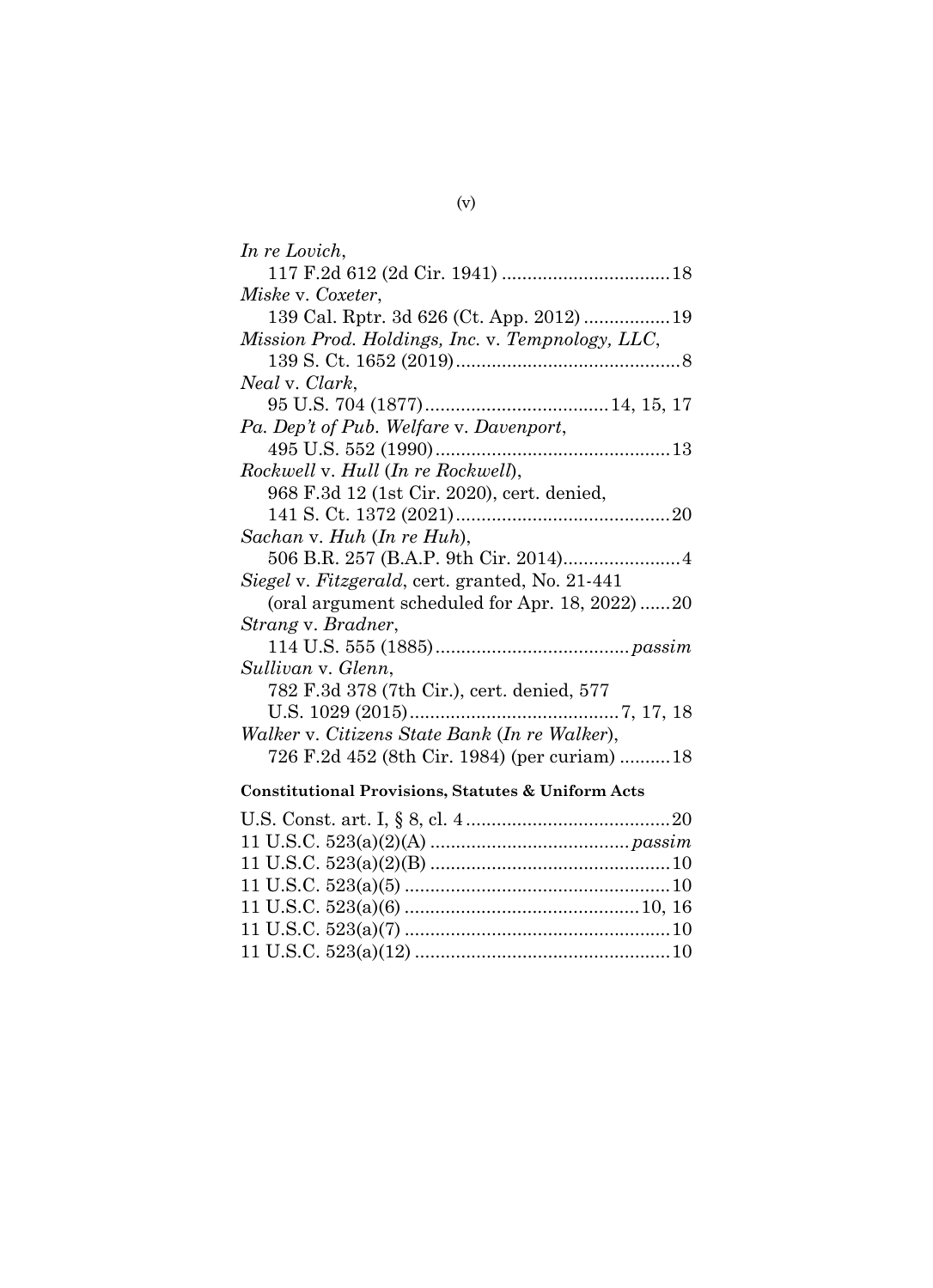*In re Lovich*,
117 F.2d 612 (2d Cir. 1941) ................................. 18

*Miske* v. *Coxeter*,
139 Cal. Rptr. 3d 626 (Ct. App. 2012) ................. 19

*Mission Prod. Holdings, Inc.* v. *Tempnology, LLC*,
139 S. Ct. 1652 (2019) ............................................ 8

*Neal* v. *Clark*,
95 U.S. 704 (1877) .................................... 14, 15, 17

*Pa. Dep't of Pub. Welfare* v. *Davenport*,
495 U.S. 552 (1990) .............................................. 13

*Rockwell* v. *Hull* (*In re Rockwell*),
968 F.3d 12 (1st Cir. 2020), cert. denied,
141 S. Ct. 1372 (2021) .......................................... 20

*Sachan* v. *Huh* (*In re Huh*),
506 B.R. 257 (B.A.P. 9th Cir. 2014) ....................... 4

*Siegel* v. *Fitzgerald*, cert. granted, No. 21-441
(oral argument scheduled for Apr. 18, 2022) ...... 20

*Strang* v. *Bradner*,
114 U.S. 555 (1885) ...................................... *passim*

*Sullivan* v. *Glenn*,
782 F.3d 378 (7th Cir.), cert. denied, 577
U.S. 1029 (2015) ......................................... 7, 17, 18

*Walker* v. *Citizens State Bank* (*In re Walker*),
726 F.2d 452 (8th Cir. 1984) (per curiam) .......... 18

**Constitutional Provisions, Statutes & Uniform Acts**

U.S. Const. art. I, § 8, cl. 4 ........................................ 20
11 U.S.C. 523(a)(2)(A) ....................................... *passim*
11 U.S.C. 523(a)(2)(B) ............................................... 10
11 U.S.C. 523(a)(5) .................................................... 10
11 U.S.C. 523(a)(6) .............................................. 10, 16
11 U.S.C. 523(a)(7) .................................................... 10
11 U.S.C. 523(a)(12) .................................................. 10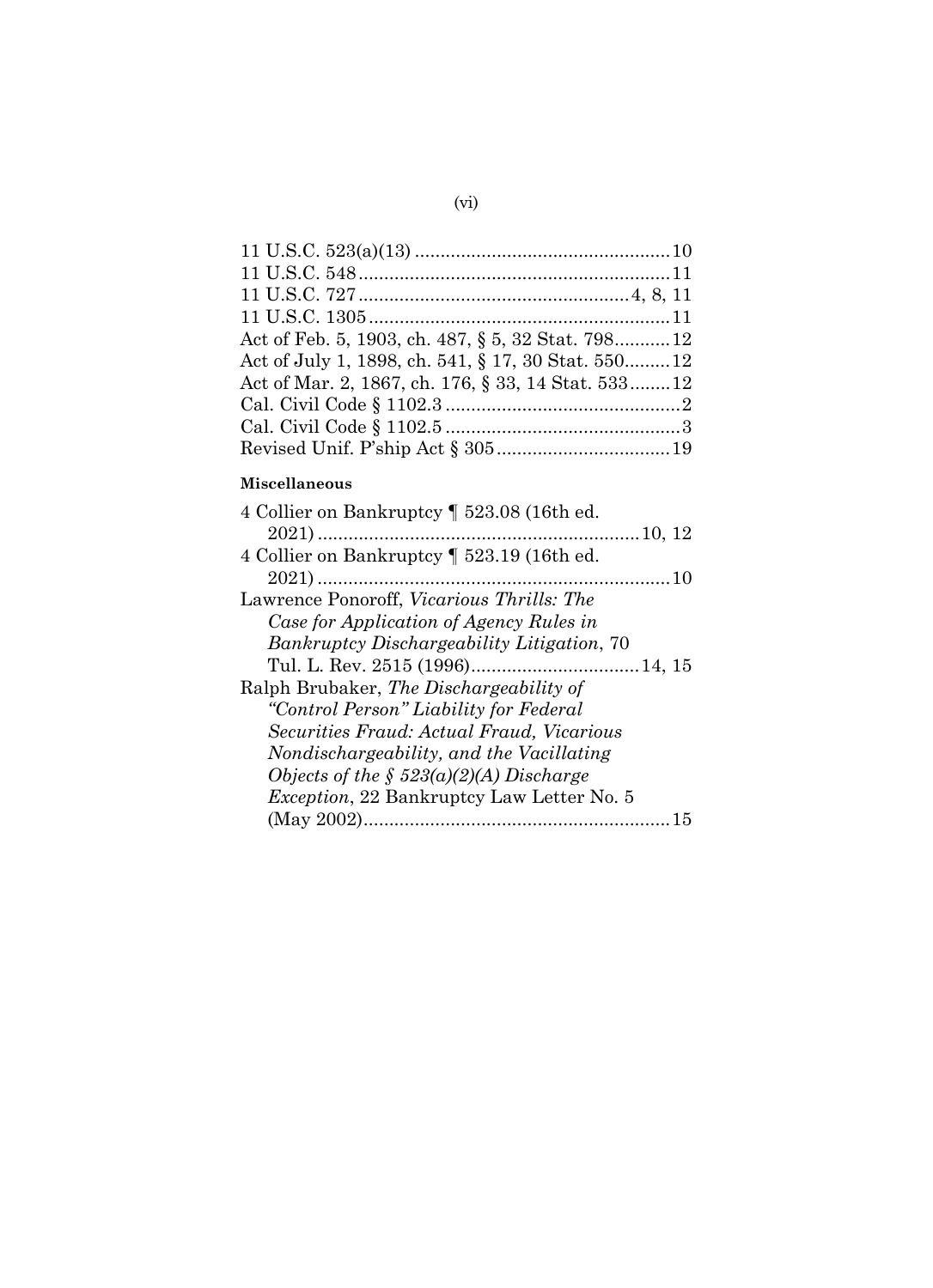11 U.S.C. 523(a)(13) .................................................. 10
11 U.S.C. 548 .............................................................. 11
11 U.S.C. 727 ..................................................... 4, 8, 11
11 U.S.C. 1305 ............................................................ 11
Act of Feb. 5, 1903, ch. 487, § 5, 32 Stat. 798 ........... 12
Act of July 1, 1898, ch. 541, § 17, 30 Stat. 550 ......... 12
Act of Mar. 2, 1867, ch. 176, § 33, 14 Stat. 533 ........ 12
Cal. Civil Code § 1102.3 .............................................. 2
Cal. Civil Code § 1102.5 .............................................. 3
Revised Unif. P'ship Act § 305 .................................. 19

**Miscellaneous**

4 Collier on Bankruptcy ¶ 523.08 (16th ed. 2021) ............................................................... 10, 12

4 Collier on Bankruptcy ¶ 523.19 (16th ed. 2021) ..................................................................... 10

Lawrence Ponoroff, *Vicarious Thrills: The Case for Application of Agency Rules in Bankruptcy Dischargeability Litigation*, 70 Tul. L. Rev. 2515 (1996) ................................. 14, 15

Ralph Brubaker, *The Dischargeability of "Control Person" Liability for Federal Securities Fraud: Actual Fraud, Vicarious Nondischargeability, and the Vacillating Objects of the § 523(a)(2)(A) Discharge Exception*, 22 Bankruptcy Law Letter No. 5 (May 2002) ............................................................ 15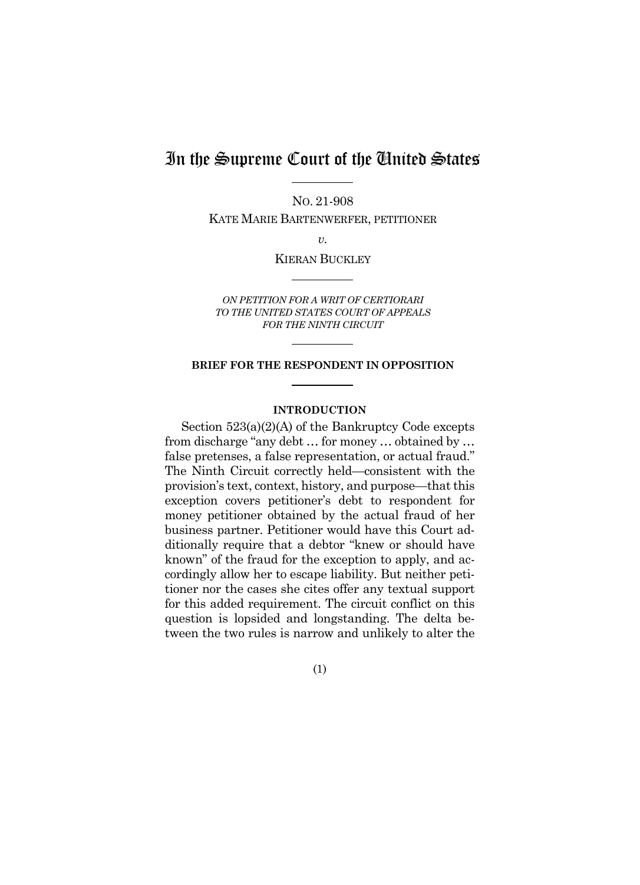# In the Supreme Court of the United States

NO. 21-908

KATE MARIE BARTENWERFER, PETITIONER

*v.*

KIERAN BUCKLEY

*ON PETITION FOR A WRIT OF CERTIORARI TO THE UNITED STATES COURT OF APPEALS FOR THE NINTH CIRCUIT*

**BRIEF FOR THE RESPONDENT IN OPPOSITION**

**INTRODUCTION**

Section 523(a)(2)(A) of the Bankruptcy Code excepts from discharge "any debt … for money … obtained by … false pretenses, a false representation, or actual fraud." The Ninth Circuit correctly held—consistent with the provision's text, context, history, and purpose—that this exception covers petitioner's debt to respondent for money petitioner obtained by the actual fraud of her business partner. Petitioner would have this Court additionally require that a debtor "knew or should have known" of the fraud for the exception to apply, and accordingly allow her to escape liability. But neither petitioner nor the cases she cites offer any textual support for this added requirement. The circuit conflict on this question is lopsided and longstanding. The delta between the two rules is narrow and unlikely to alter the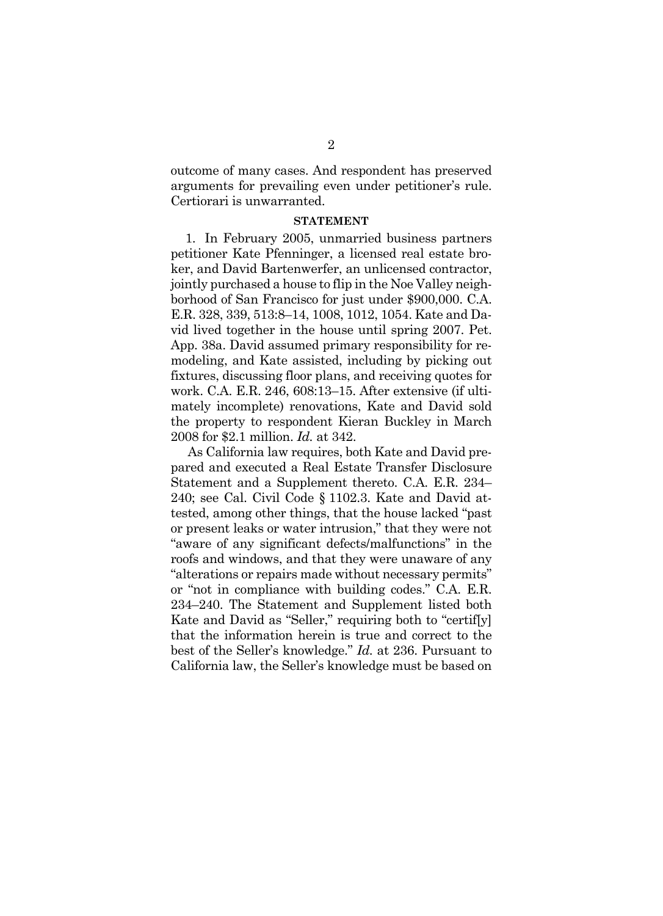outcome of many cases. And respondent has preserved arguments for prevailing even under petitioner's rule. Certiorari is unwarranted.

## STATEMENT

1. In February 2005, unmarried business partners petitioner Kate Pfenninger, a licensed real estate broker, and David Bartenwerfer, an unlicensed contractor, jointly purchased a house to flip in the Noe Valley neighborhood of San Francisco for just under $900,000. C.A. E.R. 328, 339, 513:8–14, 1008, 1012, 1054. Kate and David lived together in the house until spring 2007. Pet. App. 38a. David assumed primary responsibility for remodeling, and Kate assisted, including by picking out fixtures, discussing floor plans, and receiving quotes for work. C.A. E.R. 246, 608:13–15. After extensive (if ultimately incomplete) renovations, Kate and David sold the property to respondent Kieran Buckley in March 2008 for $2.1 million. *Id.* at 342.

As California law requires, both Kate and David prepared and executed a Real Estate Transfer Disclosure Statement and a Supplement thereto. C.A. E.R. 234–240; see Cal. Civil Code § 1102.3. Kate and David attested, among other things, that the house lacked "past or present leaks or water intrusion," that they were not "aware of any significant defects/malfunctions" in the roofs and windows, and that they were unaware of any "alterations or repairs made without necessary permits" or "not in compliance with building codes." C.A. E.R. 234–240. The Statement and Supplement listed both Kate and David as "Seller," requiring both to "certif[y] that the information herein is true and correct to the best of the Seller's knowledge." *Id.* at 236. Pursuant to California law, the Seller's knowledge must be based on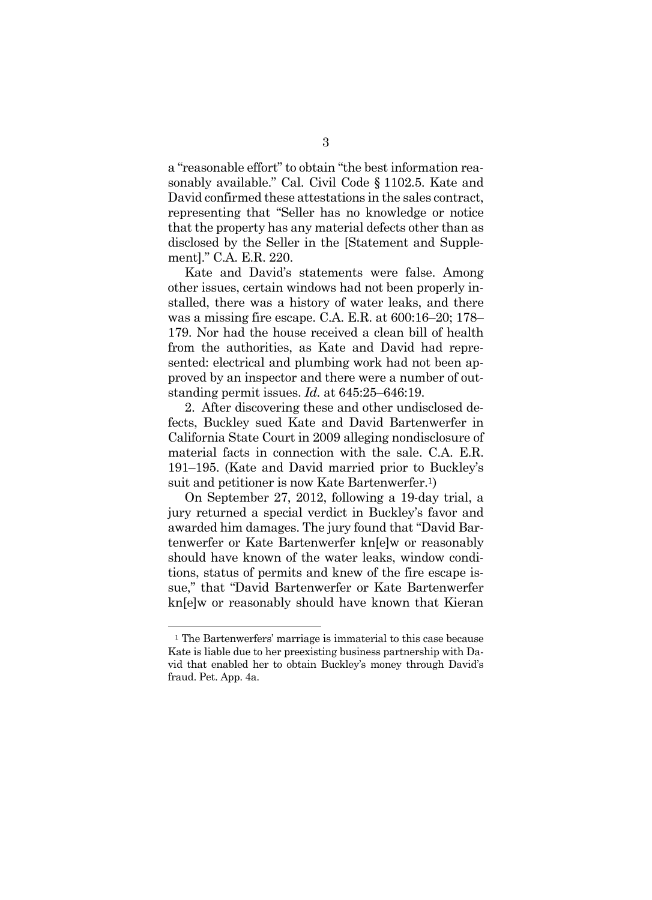a "reasonable effort" to obtain "the best information reasonably available." Cal. Civil Code § 1102.5. Kate and David confirmed these attestations in the sales contract, representing that "Seller has no knowledge or notice that the property has any material defects other than as disclosed by the Seller in the [Statement and Supplement]." C.A. E.R. 220.

Kate and David's statements were false. Among other issues, certain windows had not been properly installed, there was a history of water leaks, and there was a missing fire escape. C.A. E.R. at 600:16–20; 178–179. Nor had the house received a clean bill of health from the authorities, as Kate and David had represented: electrical and plumbing work had not been approved by an inspector and there were a number of outstanding permit issues. *Id.* at 645:25–646:19.

2. After discovering these and other undisclosed defects, Buckley sued Kate and David Bartenwerfer in California State Court in 2009 alleging nondisclosure of material facts in connection with the sale. C.A. E.R. 191–195. (Kate and David married prior to Buckley's suit and petitioner is now Kate Bartenwerfer.[1])

On September 27, 2012, following a 19-day trial, a jury returned a special verdict in Buckley's favor and awarded him damages. The jury found that "David Bartenwerfer or Kate Bartenwerfer kn[e]w or reasonably should have known of the water leaks, window conditions, status of permits and knew of the fire escape issue," that "David Bartenwerfer or Kate Bartenwerfer kn[e]w or reasonably should have known that Kieran

---

[1] The Bartenwerfers' marriage is immaterial to this case because Kate is liable due to her preexisting business partnership with David that enabled her to obtain Buckley's money through David's fraud. Pet. App. 4a.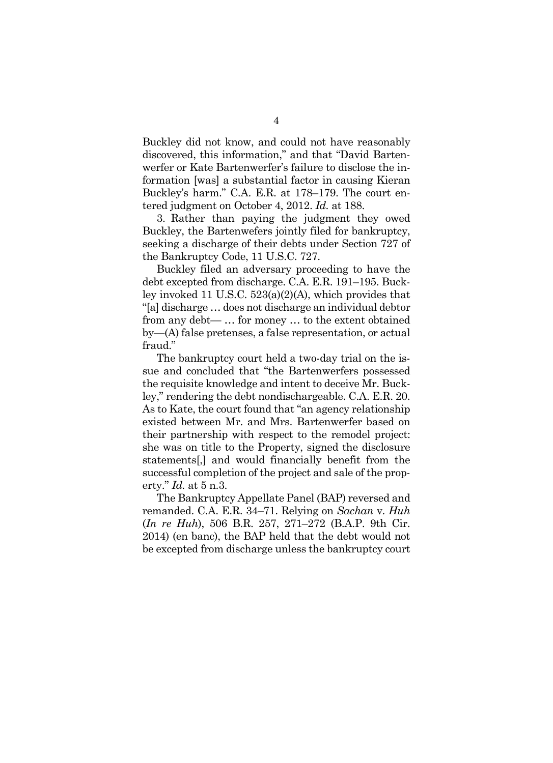Buckley did not know, and could not have reasonably discovered, this information," and that "David Bartenwerfer or Kate Bartenwerfer's failure to disclose the information [was] a substantial factor in causing Kieran Buckley's harm." C.A. E.R. at 178–179. The court entered judgment on October 4, 2012. *Id.* at 188.

3. Rather than paying the judgment they owed Buckley, the Bartenwefers jointly filed for bankruptcy, seeking a discharge of their debts under Section 727 of the Bankruptcy Code, 11 U.S.C. 727.

Buckley filed an adversary proceeding to have the debt excepted from discharge. C.A. E.R. 191–195. Buckley invoked 11 U.S.C. 523(a)(2)(A), which provides that "[a] discharge … does not discharge an individual debtor from any debt— … for money … to the extent obtained by—(A) false pretenses, a false representation, or actual fraud."

The bankruptcy court held a two-day trial on the issue and concluded that "the Bartenwerfers possessed the requisite knowledge and intent to deceive Mr. Buckley," rendering the debt nondischargeable. C.A. E.R. 20. As to Kate, the court found that "an agency relationship existed between Mr. and Mrs. Bartenwerfer based on their partnership with respect to the remodel project: she was on title to the Property, signed the disclosure statements[,] and would financially benefit from the successful completion of the project and sale of the property." *Id.* at 5 n.3.

The Bankruptcy Appellate Panel (BAP) reversed and remanded. C.A. E.R. 34–71. Relying on *Sachan* v. *Huh* (*In re Huh*), 506 B.R. 257, 271–272 (B.A.P. 9th Cir. 2014) (en banc), the BAP held that the debt would not be excepted from discharge unless the bankruptcy court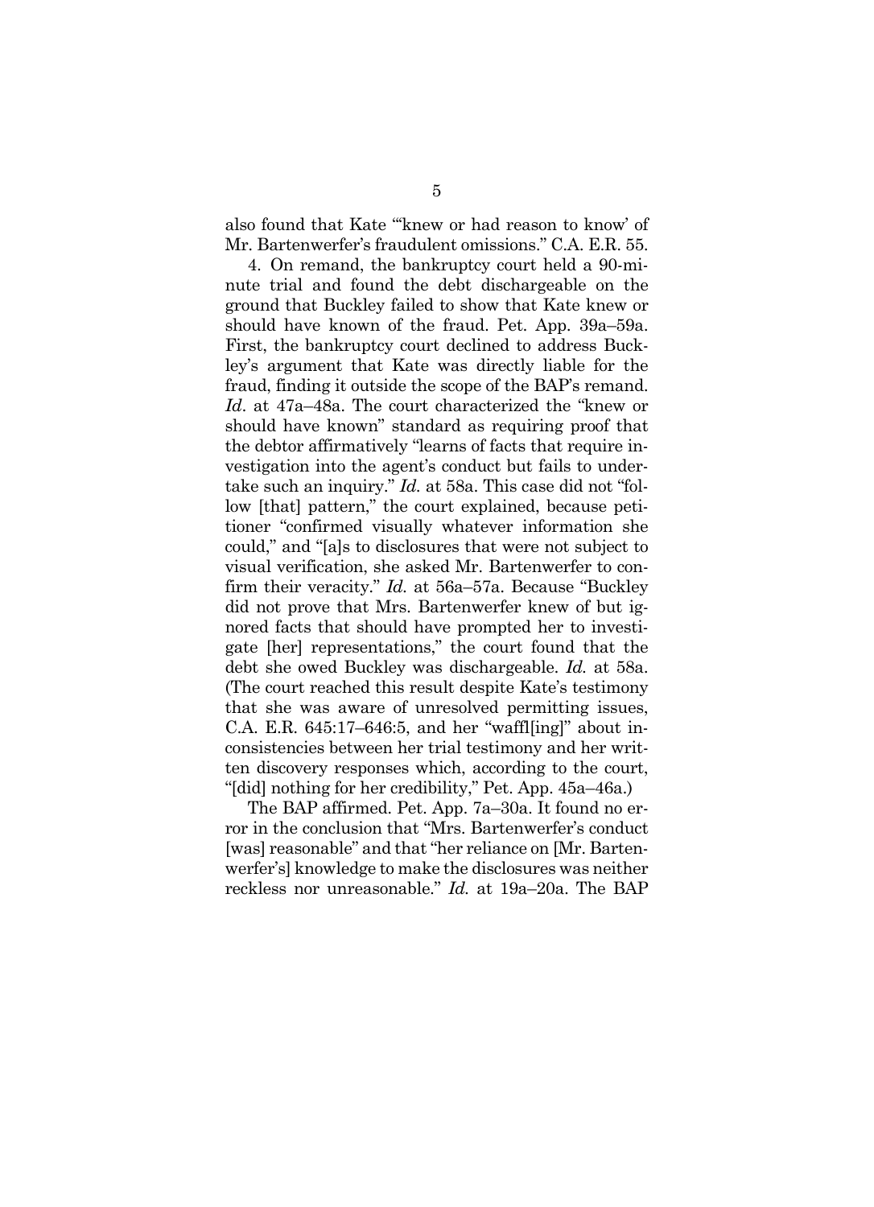also found that Kate "'knew or had reason to know' of Mr. Bartenwerfer's fraudulent omissions." C.A. E.R. 55.

4. On remand, the bankruptcy court held a 90-minute trial and found the debt dischargeable on the ground that Buckley failed to show that Kate knew or should have known of the fraud. Pet. App. 39a–59a. First, the bankruptcy court declined to address Buckley's argument that Kate was directly liable for the fraud, finding it outside the scope of the BAP's remand. *Id*. at 47a–48a. The court characterized the "knew or should have known" standard as requiring proof that the debtor affirmatively "learns of facts that require investigation into the agent's conduct but fails to undertake such an inquiry." *Id.* at 58a. This case did not "follow [that] pattern," the court explained, because petitioner "confirmed visually whatever information she could," and "[a]s to disclosures that were not subject to visual verification, she asked Mr. Bartenwerfer to confirm their veracity." *Id.* at 56a–57a. Because "Buckley did not prove that Mrs. Bartenwerfer knew of but ignored facts that should have prompted her to investigate [her] representations," the court found that the debt she owed Buckley was dischargeable. *Id.* at 58a. (The court reached this result despite Kate's testimony that she was aware of unresolved permitting issues, C.A. E.R. 645:17–646:5, and her "waffl[ing]" about inconsistencies between her trial testimony and her written discovery responses which, according to the court, "[did] nothing for her credibility," Pet. App. 45a–46a.)

The BAP affirmed. Pet. App. 7a–30a. It found no error in the conclusion that "Mrs. Bartenwerfer's conduct [was] reasonable" and that "her reliance on [Mr. Bartenwerfer's] knowledge to make the disclosures was neither reckless nor unreasonable." *Id.* at 19a–20a. The BAP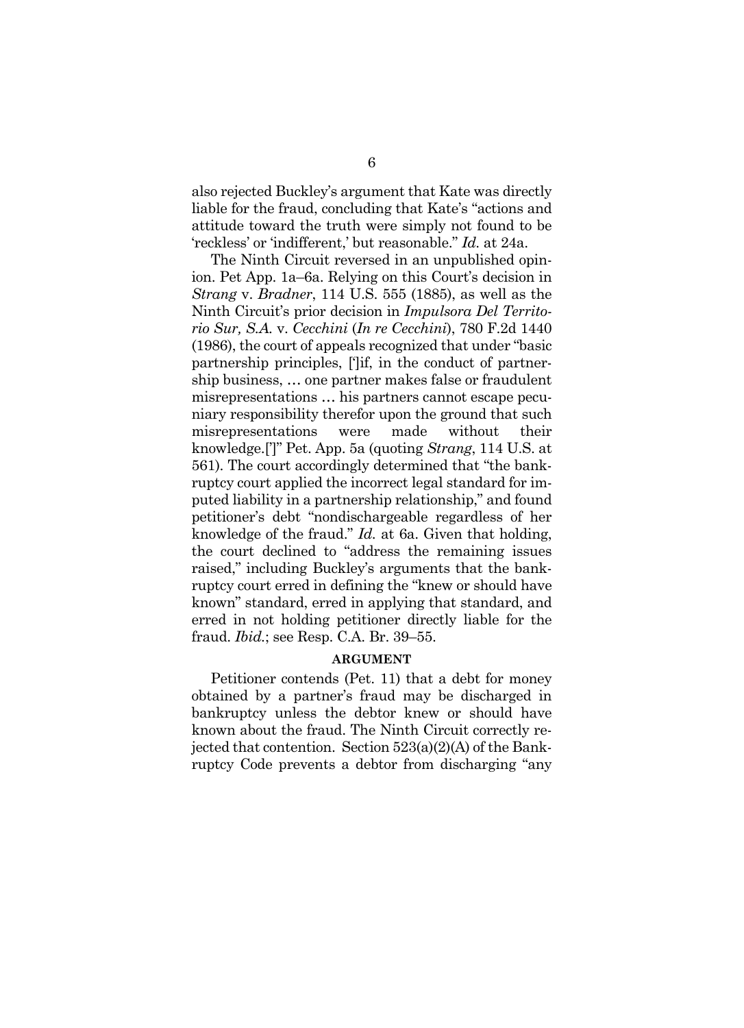also rejected Buckley's argument that Kate was directly liable for the fraud, concluding that Kate's "actions and attitude toward the truth were simply not found to be 'reckless' or 'indifferent,' but reasonable." *Id.* at 24a.

The Ninth Circuit reversed in an unpublished opinion. Pet App. 1a–6a. Relying on this Court's decision in *Strang* v. *Bradner*, 114 U.S. 555 (1885), as well as the Ninth Circuit's prior decision in *Impulsora Del Territorio Sur, S.A.* v. *Cecchini* (*In re Cecchini*), 780 F.2d 1440 (1986), the court of appeals recognized that under "basic partnership principles, [']if, in the conduct of partnership business, … one partner makes false or fraudulent misrepresentations … his partners cannot escape pecuniary responsibility therefor upon the ground that such misrepresentations were made without their knowledge.[']" Pet. App. 5a (quoting *Strang*, 114 U.S. at 561). The court accordingly determined that "the bankruptcy court applied the incorrect legal standard for imputed liability in a partnership relationship," and found petitioner's debt "nondischargeable regardless of her knowledge of the fraud." *Id.* at 6a. Given that holding, the court declined to "address the remaining issues raised," including Buckley's arguments that the bankruptcy court erred in defining the "knew or should have known" standard, erred in applying that standard, and erred in not holding petitioner directly liable for the fraud. *Ibid.*; see Resp. C.A. Br. 39–55.

## ARGUMENT

Petitioner contends (Pet. 11) that a debt for money obtained by a partner's fraud may be discharged in bankruptcy unless the debtor knew or should have known about the fraud. The Ninth Circuit correctly rejected that contention. Section 523(a)(2)(A) of the Bankruptcy Code prevents a debtor from discharging "any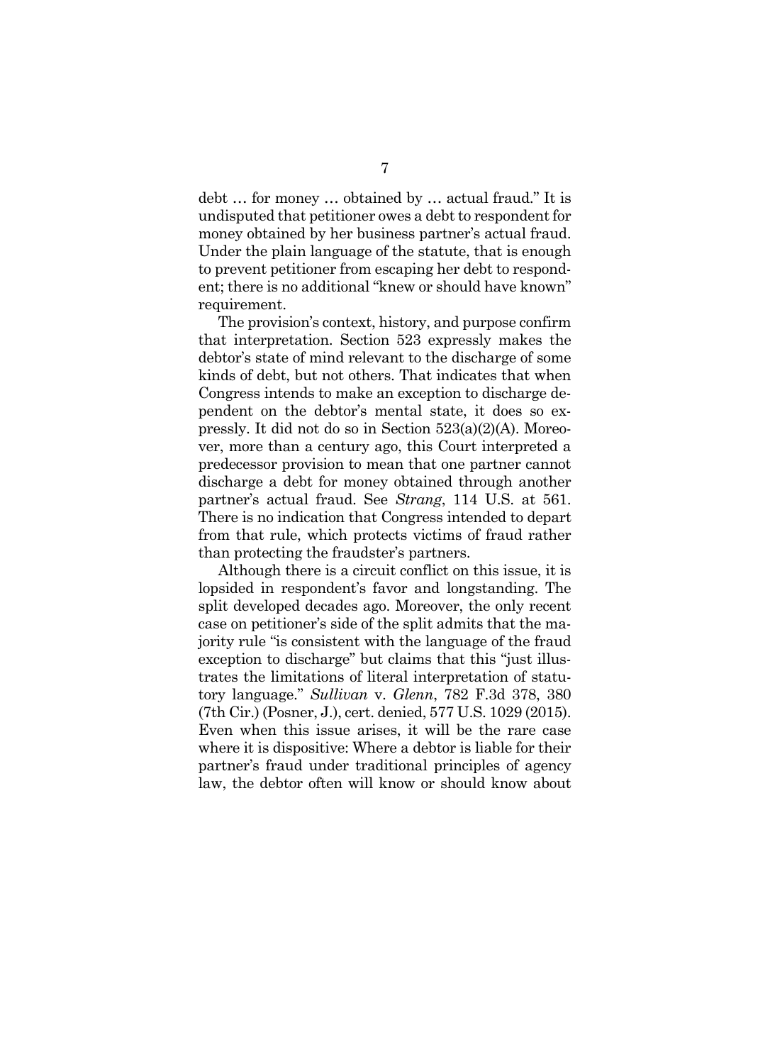debt … for money … obtained by … actual fraud." It is undisputed that petitioner owes a debt to respondent for money obtained by her business partner's actual fraud. Under the plain language of the statute, that is enough to prevent petitioner from escaping her debt to respondent; there is no additional "knew or should have known" requirement.

The provision's context, history, and purpose confirm that interpretation. Section 523 expressly makes the debtor's state of mind relevant to the discharge of some kinds of debt, but not others. That indicates that when Congress intends to make an exception to discharge dependent on the debtor's mental state, it does so expressly. It did not do so in Section 523(a)(2)(A). Moreover, more than a century ago, this Court interpreted a predecessor provision to mean that one partner cannot discharge a debt for money obtained through another partner's actual fraud. See *Strang*, 114 U.S. at 561. There is no indication that Congress intended to depart from that rule, which protects victims of fraud rather than protecting the fraudster's partners.

Although there is a circuit conflict on this issue, it is lopsided in respondent's favor and longstanding. The split developed decades ago. Moreover, the only recent case on petitioner's side of the split admits that the majority rule "is consistent with the language of the fraud exception to discharge" but claims that this "just illustrates the limitations of literal interpretation of statutory language." *Sullivan* v. *Glenn*, 782 F.3d 378, 380 (7th Cir.) (Posner, J.), cert. denied, 577 U.S. 1029 (2015). Even when this issue arises, it will be the rare case where it is dispositive: Where a debtor is liable for their partner's fraud under traditional principles of agency law, the debtor often will know or should know about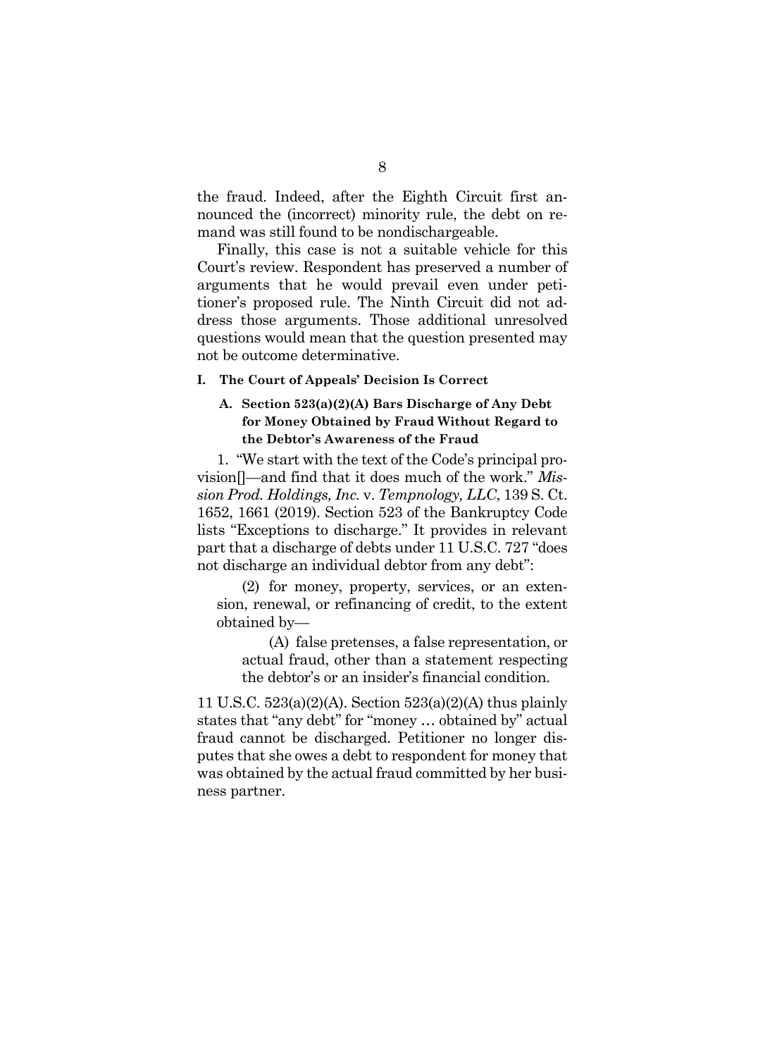the fraud. Indeed, after the Eighth Circuit first announced the (incorrect) minority rule, the debt on remand was still found to be nondischargeable.

Finally, this case is not a suitable vehicle for this Court's review. Respondent has preserved a number of arguments that he would prevail even under petitioner's proposed rule. The Ninth Circuit did not address those arguments. Those additional unresolved questions would mean that the question presented may not be outcome determinative.

## I. The Court of Appeals' Decision Is Correct

### A. Section 523(a)(2)(A) Bars Discharge of Any Debt for Money Obtained by Fraud Without Regard to the Debtor's Awareness of the Fraud

1. "We start with the text of the Code's principal provision[]—and find that it does much of the work." *Mission Prod. Holdings, Inc.* v. *Tempnology, LLC*, 139 S. Ct. 1652, 1661 (2019). Section 523 of the Bankruptcy Code lists "Exceptions to discharge." It provides in relevant part that a discharge of debts under 11 U.S.C. 727 "does not discharge an individual debtor from any debt":

> (2) for money, property, services, or an extension, renewal, or refinancing of credit, to the extent obtained by—
>
> > (A) false pretenses, a false representation, or actual fraud, other than a statement respecting the debtor's or an insider's financial condition.

11 U.S.C. 523(a)(2)(A). Section 523(a)(2)(A) thus plainly states that "any debt" for "money … obtained by" actual fraud cannot be discharged. Petitioner no longer disputes that she owes a debt to respondent for money that was obtained by the actual fraud committed by her business partner.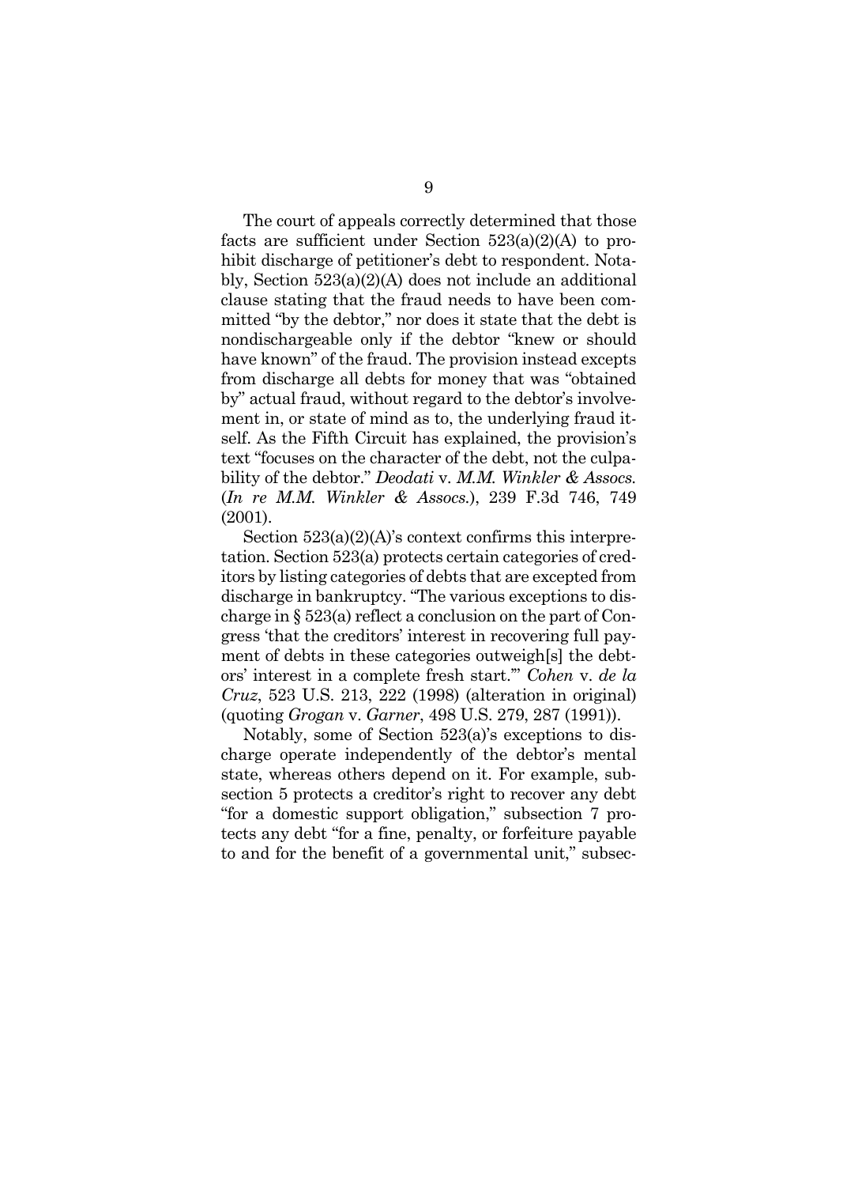The court of appeals correctly determined that those facts are sufficient under Section 523(a)(2)(A) to prohibit discharge of petitioner's debt to respondent. Notably, Section 523(a)(2)(A) does not include an additional clause stating that the fraud needs to have been committed "by the debtor," nor does it state that the debt is nondischargeable only if the debtor "knew or should have known" of the fraud. The provision instead excepts from discharge all debts for money that was "obtained by" actual fraud, without regard to the debtor's involvement in, or state of mind as to, the underlying fraud itself. As the Fifth Circuit has explained, the provision's text "focuses on the character of the debt, not the culpability of the debtor." *Deodati* v. *M.M. Winkler & Assocs.* (*In re M.M. Winkler & Assocs.*), 239 F.3d 746, 749 (2001).

Section 523(a)(2)(A)'s context confirms this interpretation. Section 523(a) protects certain categories of creditors by listing categories of debts that are excepted from discharge in bankruptcy. "The various exceptions to discharge in § 523(a) reflect a conclusion on the part of Congress 'that the creditors' interest in recovering full payment of debts in these categories outweigh[s] the debtors' interest in a complete fresh start.'" *Cohen* v. *de la Cruz*, 523 U.S. 213, 222 (1998) (alteration in original) (quoting *Grogan* v. *Garner*, 498 U.S. 279, 287 (1991)).

Notably, some of Section 523(a)'s exceptions to discharge operate independently of the debtor's mental state, whereas others depend on it. For example, subsection 5 protects a creditor's right to recover any debt "for a domestic support obligation," subsection 7 protects any debt "for a fine, penalty, or forfeiture payable to and for the benefit of a governmental unit," subsec-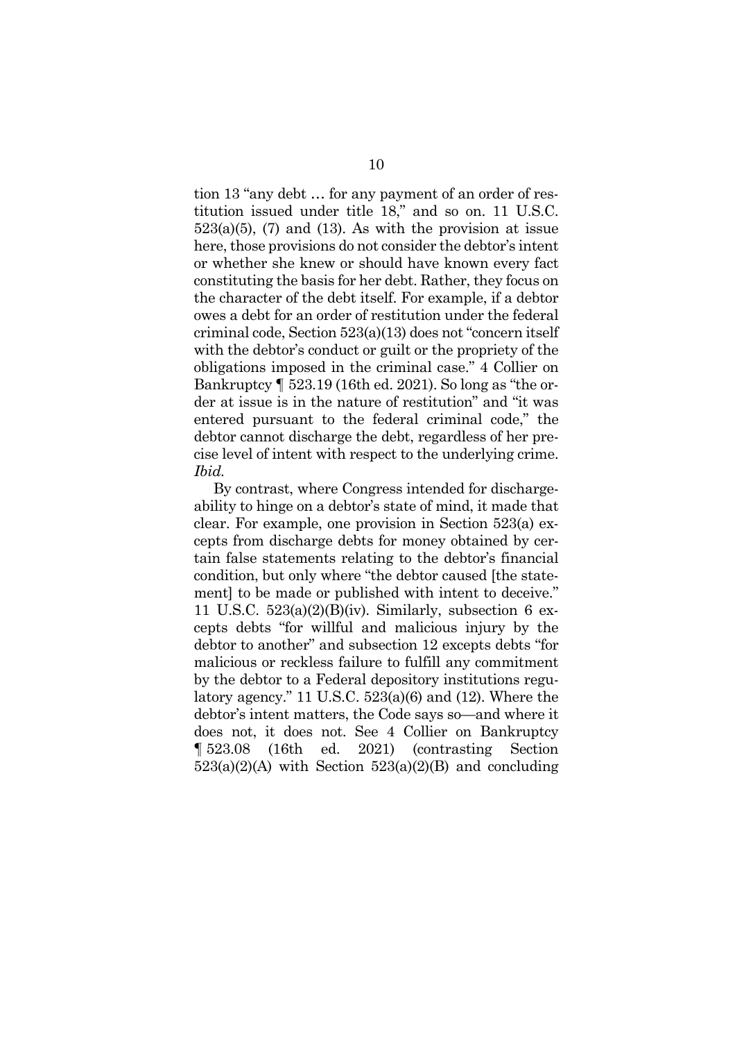tion 13 "any debt … for any payment of an order of restitution issued under title 18," and so on. 11 U.S.C. 523(a)(5), (7) and (13). As with the provision at issue here, those provisions do not consider the debtor's intent or whether she knew or should have known every fact constituting the basis for her debt. Rather, they focus on the character of the debt itself. For example, if a debtor owes a debt for an order of restitution under the federal criminal code, Section 523(a)(13) does not "concern itself with the debtor's conduct or guilt or the propriety of the obligations imposed in the criminal case." 4 Collier on Bankruptcy ¶ 523.19 (16th ed. 2021). So long as "the order at issue is in the nature of restitution" and "it was entered pursuant to the federal criminal code," the debtor cannot discharge the debt, regardless of her precise level of intent with respect to the underlying crime. *Ibid.*

By contrast, where Congress intended for dischargeability to hinge on a debtor's state of mind, it made that clear. For example, one provision in Section 523(a) excepts from discharge debts for money obtained by certain false statements relating to the debtor's financial condition, but only where "the debtor caused [the statement] to be made or published with intent to deceive." 11 U.S.C. 523(a)(2)(B)(iv). Similarly, subsection 6 excepts debts "for willful and malicious injury by the debtor to another" and subsection 12 excepts debts "for malicious or reckless failure to fulfill any commitment by the debtor to a Federal depository institutions regulatory agency." 11 U.S.C. 523(a)(6) and (12). Where the debtor's intent matters, the Code says so—and where it does not, it does not. See 4 Collier on Bankruptcy ¶ 523.08 (16th ed. 2021) (contrasting Section 523(a)(2)(A) with Section 523(a)(2)(B) and concluding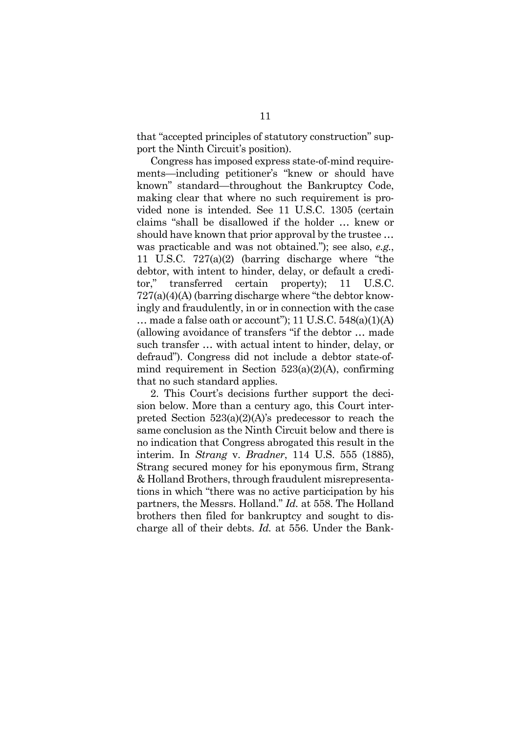that "accepted principles of statutory construction" support the Ninth Circuit's position).

Congress has imposed express state-of-mind requirements—including petitioner's "knew or should have known" standard—throughout the Bankruptcy Code, making clear that where no such requirement is provided none is intended. See 11 U.S.C. 1305 (certain claims "shall be disallowed if the holder … knew or should have known that prior approval by the trustee … was practicable and was not obtained."); see also, *e.g.*, 11 U.S.C. 727(a)(2) (barring discharge where "the debtor, with intent to hinder, delay, or default a creditor," transferred certain property); 11 U.S.C. 727(a)(4)(A) (barring discharge where "the debtor knowingly and fraudulently, in or in connection with the case … made a false oath or account"); 11 U.S.C. 548(a)(1)(A) (allowing avoidance of transfers "if the debtor … made such transfer … with actual intent to hinder, delay, or defraud"). Congress did not include a debtor state-of-mind requirement in Section 523(a)(2)(A), confirming that no such standard applies.

2. This Court's decisions further support the decision below. More than a century ago, this Court interpreted Section 523(a)(2)(A)'s predecessor to reach the same conclusion as the Ninth Circuit below and there is no indication that Congress abrogated this result in the interim. In *Strang* v. *Bradner*, 114 U.S. 555 (1885), Strang secured money for his eponymous firm, Strang & Holland Brothers, through fraudulent misrepresentations in which "there was no active participation by his partners, the Messrs. Holland." *Id.* at 558. The Holland brothers then filed for bankruptcy and sought to discharge all of their debts. *Id.* at 556. Under the Bank-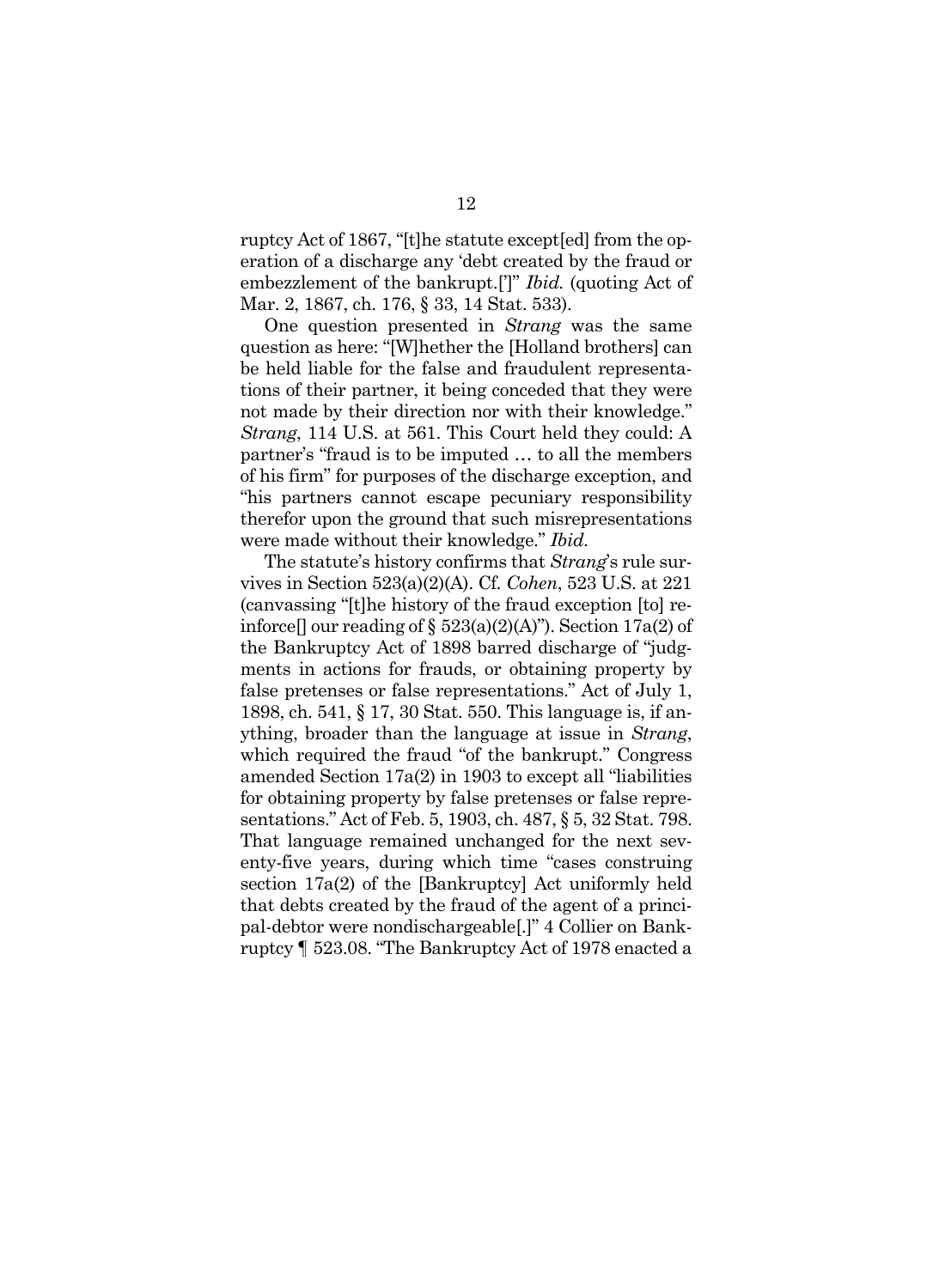ruptcy Act of 1867, "[t]he statute except[ed] from the operation of a discharge any 'debt created by the fraud or embezzlement of the bankrupt.[']" *Ibid.* (quoting Act of Mar. 2, 1867, ch. 176, § 33, 14 Stat. 533).

One question presented in *Strang* was the same question as here: "[W]hether the [Holland brothers] can be held liable for the false and fraudulent representations of their partner, it being conceded that they were not made by their direction nor with their knowledge." *Strang*, 114 U.S. at 561. This Court held they could: A partner's "fraud is to be imputed … to all the members of his firm" for purposes of the discharge exception, and "his partners cannot escape pecuniary responsibility therefor upon the ground that such misrepresentations were made without their knowledge." *Ibid.*

The statute's history confirms that *Strang*'s rule survives in Section 523(a)(2)(A). Cf. *Cohen*, 523 U.S. at 221 (canvassing "[t]he history of the fraud exception [to] reinforce[] our reading of § 523(a)(2)(A)"). Section 17a(2) of the Bankruptcy Act of 1898 barred discharge of "judgments in actions for frauds, or obtaining property by false pretenses or false representations." Act of July 1, 1898, ch. 541, § 17, 30 Stat. 550. This language is, if anything, broader than the language at issue in *Strang*, which required the fraud "of the bankrupt." Congress amended Section 17a(2) in 1903 to except all "liabilities for obtaining property by false pretenses or false representations." Act of Feb. 5, 1903, ch. 487, § 5, 32 Stat. 798. That language remained unchanged for the next seventy-five years, during which time "cases construing section 17a(2) of the [Bankruptcy] Act uniformly held that debts created by the fraud of the agent of a principal-debtor were nondischargeable[.]" 4 Collier on Bankruptcy ¶ 523.08. "The Bankruptcy Act of 1978 enacted a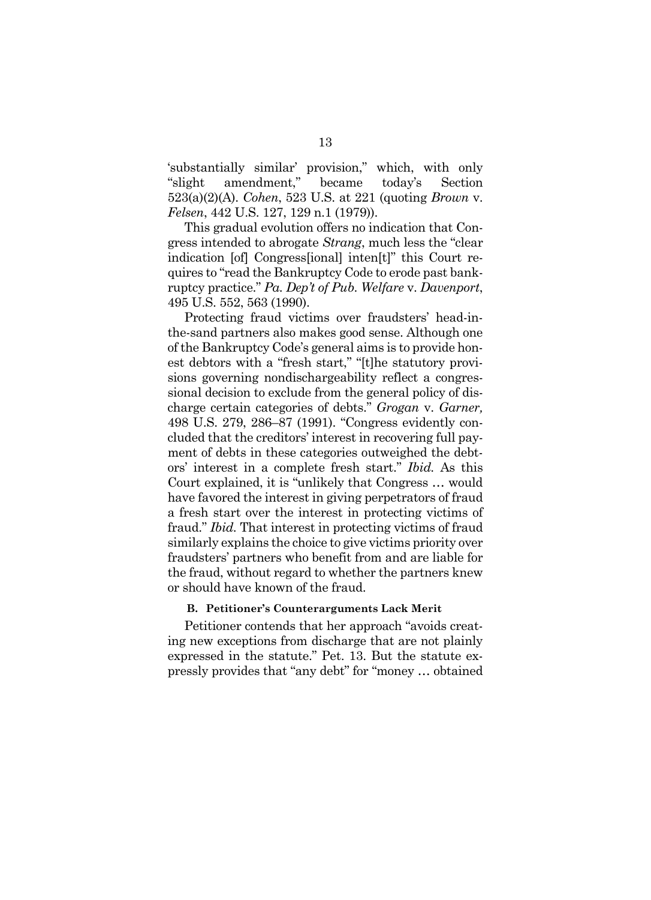'substantially similar' provision," which, with only "slight amendment," became today's Section 523(a)(2)(A). *Cohen*, 523 U.S. at 221 (quoting *Brown* v. *Felsen*, 442 U.S. 127, 129 n.1 (1979)).

This gradual evolution offers no indication that Congress intended to abrogate *Strang*, much less the "clear indication [of] Congress[ional] inten[t]" this Court requires to "read the Bankruptcy Code to erode past bankruptcy practice." *Pa. Dep't of Pub. Welfare* v. *Davenport*, 495 U.S. 552, 563 (1990).

Protecting fraud victims over fraudsters' head-in-the-sand partners also makes good sense. Although one of the Bankruptcy Code's general aims is to provide honest debtors with a "fresh start," "[t]he statutory provisions governing nondischargeability reflect a congressional decision to exclude from the general policy of discharge certain categories of debts." *Grogan* v. *Garner,* 498 U.S. 279, 286–87 (1991). "Congress evidently concluded that the creditors' interest in recovering full payment of debts in these categories outweighed the debtors' interest in a complete fresh start." *Ibid.* As this Court explained, it is "unlikely that Congress … would have favored the interest in giving perpetrators of fraud a fresh start over the interest in protecting victims of fraud." *Ibid.* That interest in protecting victims of fraud similarly explains the choice to give victims priority over fraudsters' partners who benefit from and are liable for the fraud, without regard to whether the partners knew or should have known of the fraud.

### B. Petitioner's Counterarguments Lack Merit

Petitioner contends that her approach "avoids creating new exceptions from discharge that are not plainly expressed in the statute." Pet. 13. But the statute expressly provides that "any debt" for "money … obtained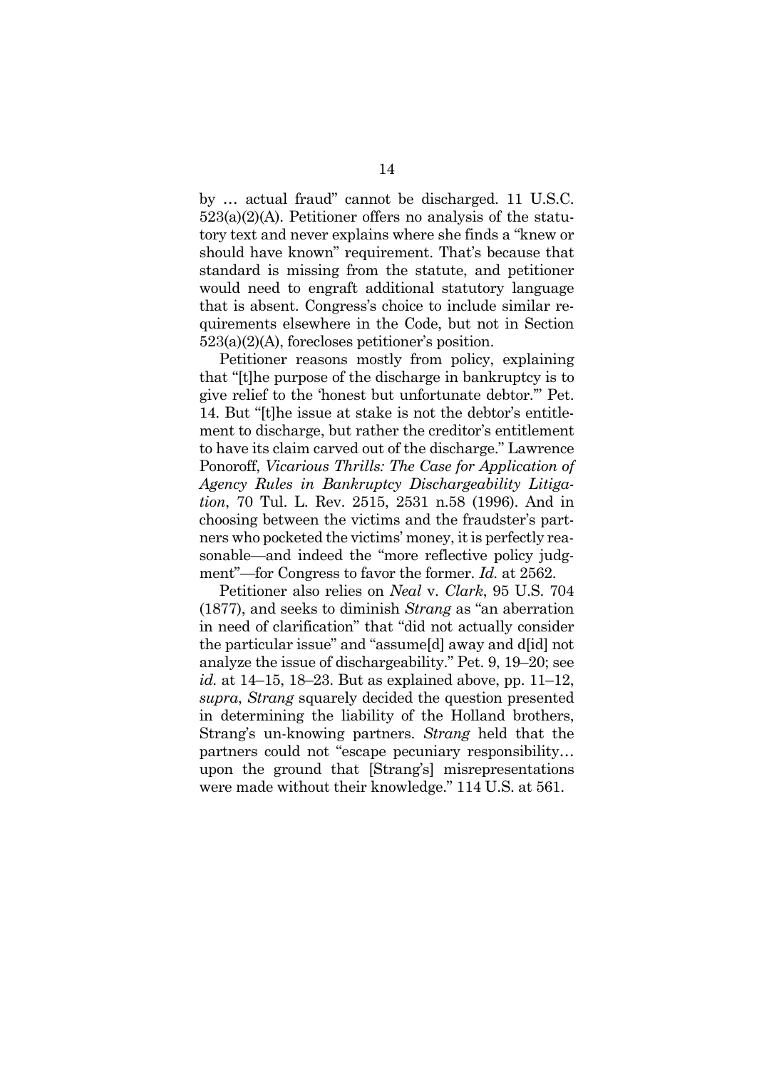by … actual fraud" cannot be discharged. 11 U.S.C. 523(a)(2)(A). Petitioner offers no analysis of the statutory text and never explains where she finds a "knew or should have known" requirement. That's because that standard is missing from the statute, and petitioner would need to engraft additional statutory language that is absent. Congress's choice to include similar requirements elsewhere in the Code, but not in Section 523(a)(2)(A), forecloses petitioner's position.

Petitioner reasons mostly from policy, explaining that "[t]he purpose of the discharge in bankruptcy is to give relief to the 'honest but unfortunate debtor.'" Pet. 14. But "[t]he issue at stake is not the debtor's entitlement to discharge, but rather the creditor's entitlement to have its claim carved out of the discharge." Lawrence Ponoroff, *Vicarious Thrills: The Case for Application of Agency Rules in Bankruptcy Dischargeability Litigation*, 70 Tul. L. Rev. 2515, 2531 n.58 (1996). And in choosing between the victims and the fraudster's partners who pocketed the victims' money, it is perfectly reasonable—and indeed the "more reflective policy judgment"—for Congress to favor the former. *Id.* at 2562.

Petitioner also relies on *Neal* v. *Clark*, 95 U.S. 704 (1877), and seeks to diminish *Strang* as "an aberration in need of clarification" that "did not actually consider the particular issue" and "assume[d] away and d[id] not analyze the issue of dischargeability." Pet. 9, 19–20; see *id.* at 14–15, 18–23. But as explained above, pp. 11–12, *supra*, *Strang* squarely decided the question presented in determining the liability of the Holland brothers, Strang's un-knowing partners. *Strang* held that the partners could not "escape pecuniary responsibility… upon the ground that [Strang's] misrepresentations were made without their knowledge." 114 U.S. at 561.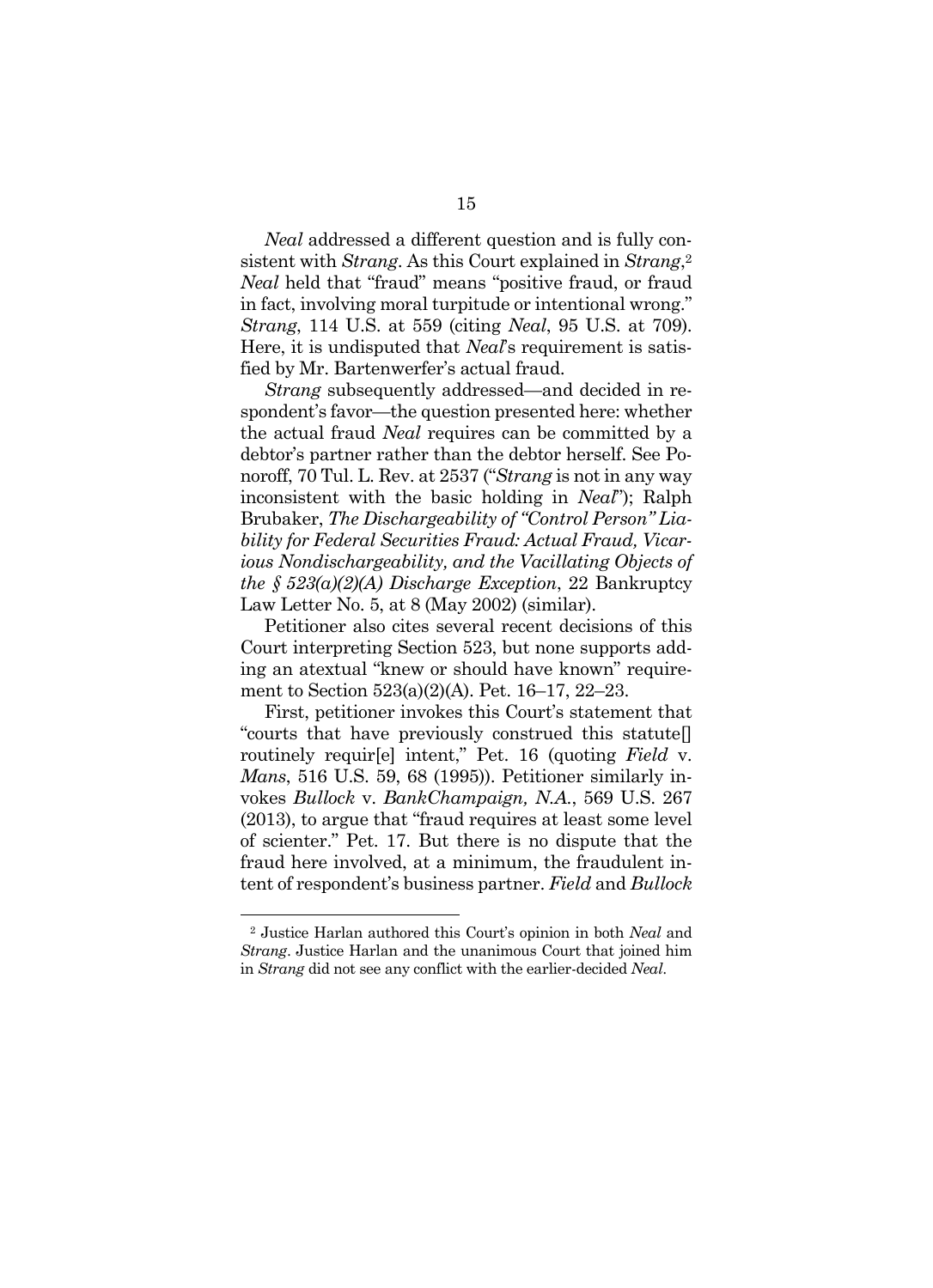*Neal* addressed a different question and is fully consistent with *Strang*. As this Court explained in *Strang*,[2] *Neal* held that "fraud" means "positive fraud, or fraud in fact, involving moral turpitude or intentional wrong." *Strang*, 114 U.S. at 559 (citing *Neal*, 95 U.S. at 709). Here, it is undisputed that *Neal*'s requirement is satisfied by Mr. Bartenwerfer's actual fraud.

*Strang* subsequently addressed—and decided in respondent's favor—the question presented here: whether the actual fraud *Neal* requires can be committed by a debtor's partner rather than the debtor herself. See Ponoroff, 70 Tul. L. Rev. at 2537 ("*Strang* is not in any way inconsistent with the basic holding in *Neal*"); Ralph Brubaker, *The Dischargeability of "Control Person" Liability for Federal Securities Fraud: Actual Fraud, Vicarious Nondischargeability, and the Vacillating Objects of the § 523(a)(2)(A) Discharge Exception*, 22 Bankruptcy Law Letter No. 5, at 8 (May 2002) (similar).

Petitioner also cites several recent decisions of this Court interpreting Section 523, but none supports adding an atextual "knew or should have known" requirement to Section 523(a)(2)(A). Pet. 16–17, 22–23.

First, petitioner invokes this Court's statement that "courts that have previously construed this statute[] routinely requir[e] intent," Pet. 16 (quoting *Field* v. *Mans*, 516 U.S. 59, 68 (1995)). Petitioner similarly invokes *Bullock* v. *BankChampaign, N.A.*, 569 U.S. 267 (2013), to argue that "fraud requires at least some level of scienter." Pet. 17. But there is no dispute that the fraud here involved, at a minimum, the fraudulent intent of respondent's business partner. *Field* and *Bullock*

[2] Justice Harlan authored this Court's opinion in both *Neal* and *Strang*. Justice Harlan and the unanimous Court that joined him in *Strang* did not see any conflict with the earlier-decided *Neal*.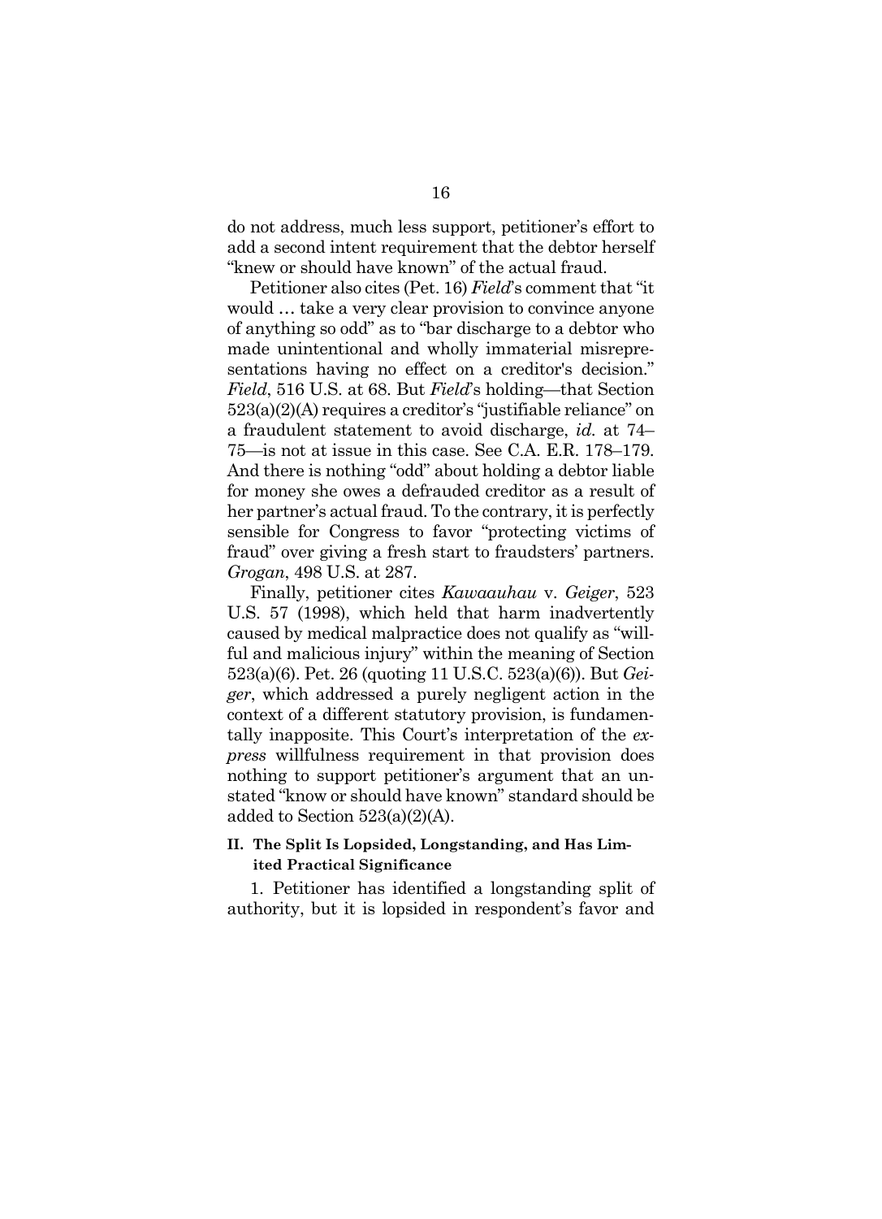do not address, much less support, petitioner's effort to add a second intent requirement that the debtor herself "knew or should have known" of the actual fraud.

Petitioner also cites (Pet. 16) *Field*'s comment that "it would … take a very clear provision to convince anyone of anything so odd" as to "bar discharge to a debtor who made unintentional and wholly immaterial misrepresentations having no effect on a creditor's decision." *Field*, 516 U.S. at 68. But *Field*'s holding—that Section 523(a)(2)(A) requires a creditor's "justifiable reliance" on a fraudulent statement to avoid discharge, *id.* at 74–75—is not at issue in this case. See C.A. E.R. 178–179. And there is nothing "odd" about holding a debtor liable for money she owes a defrauded creditor as a result of her partner's actual fraud. To the contrary, it is perfectly sensible for Congress to favor "protecting victims of fraud" over giving a fresh start to fraudsters' partners. *Grogan*, 498 U.S. at 287.

Finally, petitioner cites *Kawaauhau* v. *Geiger*, 523 U.S. 57 (1998), which held that harm inadvertently caused by medical malpractice does not qualify as "willful and malicious injury" within the meaning of Section 523(a)(6). Pet. 26 (quoting 11 U.S.C. 523(a)(6)). But *Geiger*, which addressed a purely negligent action in the context of a different statutory provision, is fundamentally inapposite. This Court's interpretation of the *express* willfulness requirement in that provision does nothing to support petitioner's argument that an unstated "know or should have known" standard should be added to Section 523(a)(2)(A).

## II. The Split Is Lopsided, Longstanding, and Has Limited Practical Significance

1. Petitioner has identified a longstanding split of authority, but it is lopsided in respondent's favor and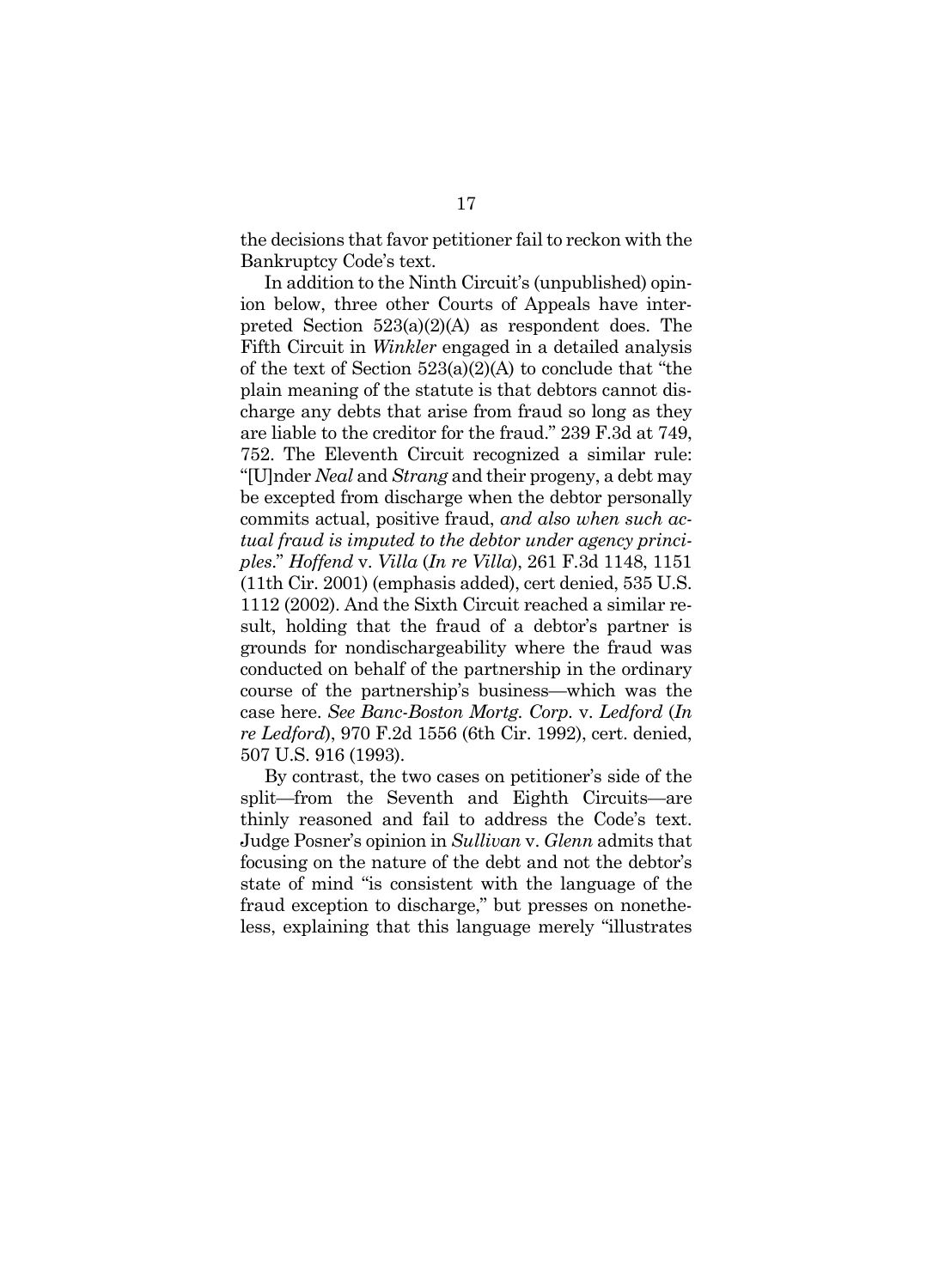the decisions that favor petitioner fail to reckon with the Bankruptcy Code's text.

In addition to the Ninth Circuit's (unpublished) opinion below, three other Courts of Appeals have interpreted Section 523(a)(2)(A) as respondent does. The Fifth Circuit in *Winkler* engaged in a detailed analysis of the text of Section 523(a)(2)(A) to conclude that "the plain meaning of the statute is that debtors cannot discharge any debts that arise from fraud so long as they are liable to the creditor for the fraud." 239 F.3d at 749, 752. The Eleventh Circuit recognized a similar rule: "[U]nder *Neal* and *Strang* and their progeny, a debt may be excepted from discharge when the debtor personally commits actual, positive fraud, *and also when such actual fraud is imputed to the debtor under agency principles*." *Hoffend* v. *Villa* (*In re Villa*), 261 F.3d 1148, 1151 (11th Cir. 2001) (emphasis added), cert denied, 535 U.S. 1112 (2002). And the Sixth Circuit reached a similar result, holding that the fraud of a debtor's partner is grounds for nondischargeability where the fraud was conducted on behalf of the partnership in the ordinary course of the partnership's business—which was the case here. *See Banc-Boston Mortg. Corp.* v. *Ledford* (*In re Ledford*), 970 F.2d 1556 (6th Cir. 1992), cert. denied, 507 U.S. 916 (1993).

By contrast, the two cases on petitioner's side of the split—from the Seventh and Eighth Circuits—are thinly reasoned and fail to address the Code's text. Judge Posner's opinion in *Sullivan* v. *Glenn* admits that focusing on the nature of the debt and not the debtor's state of mind "is consistent with the language of the fraud exception to discharge," but presses on nonetheless, explaining that this language merely "illustrates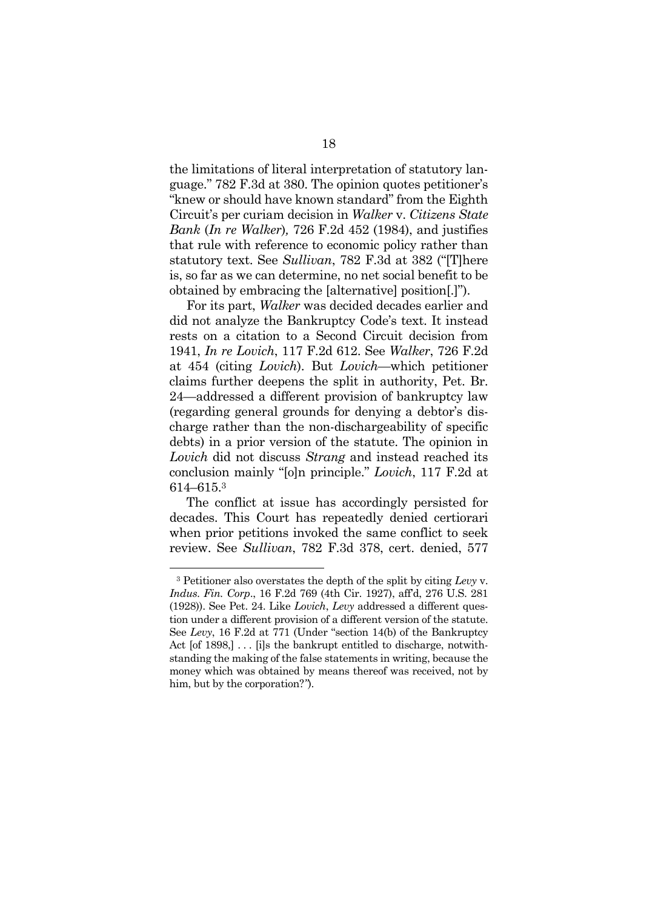the limitations of literal interpretation of statutory language." 782 F.3d at 380. The opinion quotes petitioner's "knew or should have known standard" from the Eighth Circuit's per curiam decision in *Walker* v. *Citizens State Bank* (*In re Walker*), 726 F.2d 452 (1984), and justifies that rule with reference to economic policy rather than statutory text. See *Sullivan*, 782 F.3d at 382 ("[T]here is, so far as we can determine, no net social benefit to be obtained by embracing the [alternative] position[.]").

For its part, *Walker* was decided decades earlier and did not analyze the Bankruptcy Code's text. It instead rests on a citation to a Second Circuit decision from 1941, *In re Lovich*, 117 F.2d 612. See *Walker*, 726 F.2d at 454 (citing *Lovich*). But *Lovich*—which petitioner claims further deepens the split in authority, Pet. Br. 24—addressed a different provision of bankruptcy law (regarding general grounds for denying a debtor's discharge rather than the non-dischargeability of specific debts) in a prior version of the statute. The opinion in *Lovich* did not discuss *Strang* and instead reached its conclusion mainly "[o]n principle." *Lovich*, 117 F.2d at 614–615.[3]

The conflict at issue has accordingly persisted for decades. This Court has repeatedly denied certiorari when prior petitions invoked the same conflict to seek review. See *Sullivan*, 782 F.3d 378, cert. denied, 577

---

[3] Petitioner also overstates the depth of the split by citing *Levy* v. *Indus. Fin. Corp*., 16 F.2d 769 (4th Cir. 1927), aff'd, 276 U.S. 281 (1928)). See Pet. 24. Like *Lovich*, *Levy* addressed a different question under a different provision of a different version of the statute. See *Levy*, 16 F.2d at 771 (Under "section 14(b) of the Bankruptcy Act [of 1898,] . . . [i]s the bankrupt entitled to discharge, notwithstanding the making of the false statements in writing, because the money which was obtained by means thereof was received, not by him, but by the corporation?").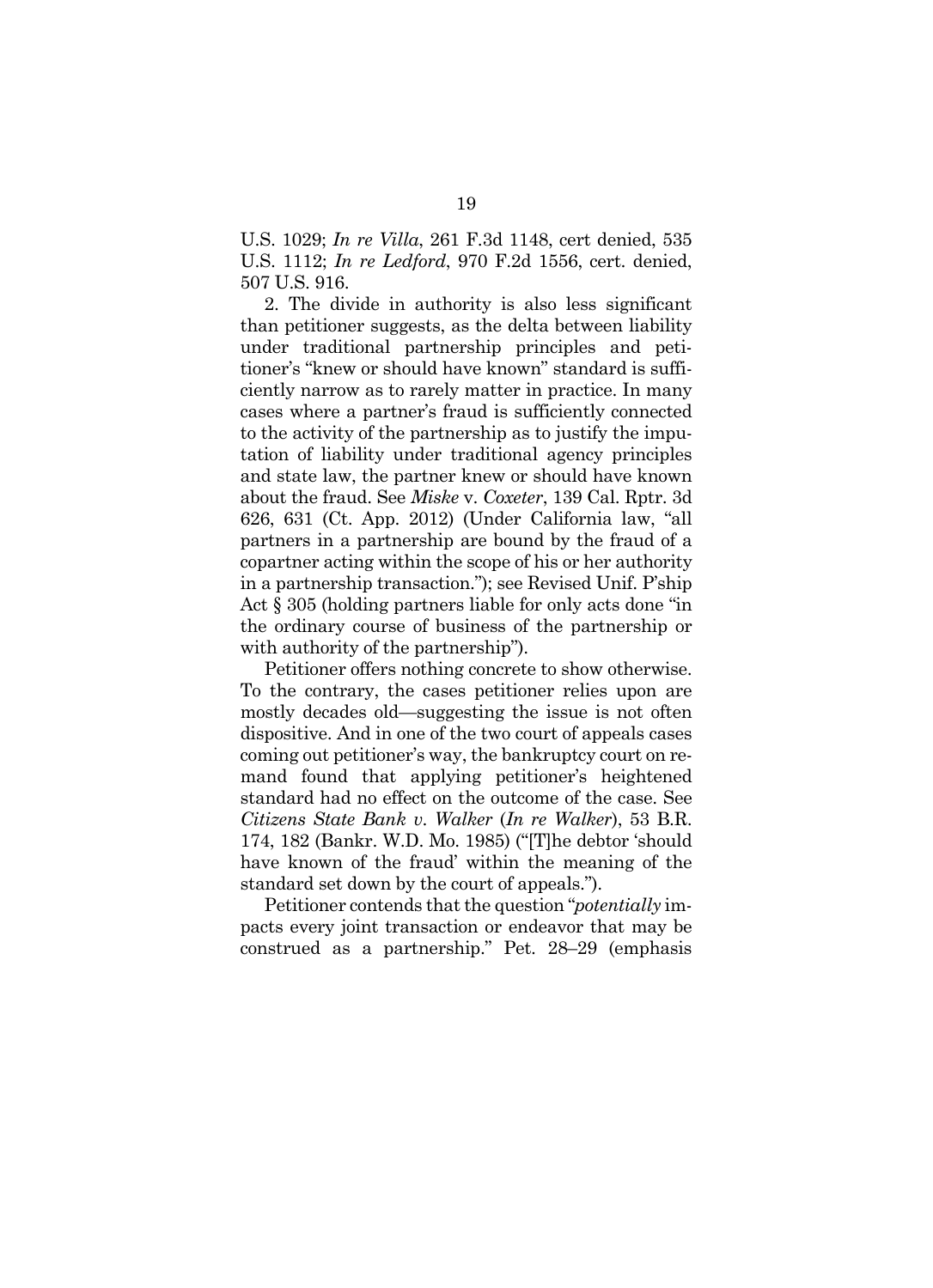U.S. 1029; *In re Villa*, 261 F.3d 1148, cert denied, 535 U.S. 1112; *In re Ledford*, 970 F.2d 1556, cert. denied, 507 U.S. 916.

2. The divide in authority is also less significant than petitioner suggests, as the delta between liability under traditional partnership principles and petitioner's "knew or should have known" standard is sufficiently narrow as to rarely matter in practice. In many cases where a partner's fraud is sufficiently connected to the activity of the partnership as to justify the imputation of liability under traditional agency principles and state law, the partner knew or should have known about the fraud. See *Miske* v. *Coxeter*, 139 Cal. Rptr. 3d 626, 631 (Ct. App. 2012) (Under California law, "all partners in a partnership are bound by the fraud of a copartner acting within the scope of his or her authority in a partnership transaction."); see Revised Unif. P'ship Act § 305 (holding partners liable for only acts done "in the ordinary course of business of the partnership or with authority of the partnership").

Petitioner offers nothing concrete to show otherwise. To the contrary, the cases petitioner relies upon are mostly decades old—suggesting the issue is not often dispositive. And in one of the two court of appeals cases coming out petitioner's way, the bankruptcy court on remand found that applying petitioner's heightened standard had no effect on the outcome of the case. See *Citizens State Bank v. Walker* (*In re Walker*), 53 B.R. 174, 182 (Bankr. W.D. Mo. 1985) ("[T]he debtor 'should have known of the fraud' within the meaning of the standard set down by the court of appeals.").

Petitioner contends that the question "*potentially* impacts every joint transaction or endeavor that may be construed as a partnership." Pet. 28–29 (emphasis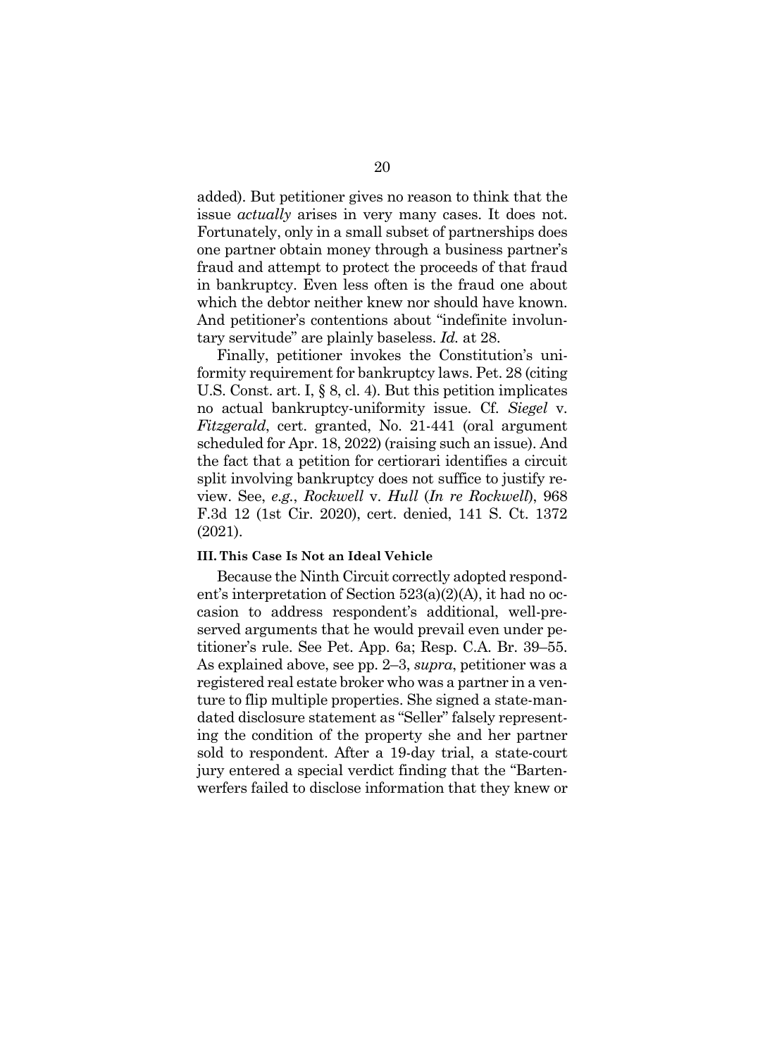added). But petitioner gives no reason to think that the issue *actually* arises in very many cases. It does not. Fortunately, only in a small subset of partnerships does one partner obtain money through a business partner's fraud and attempt to protect the proceeds of that fraud in bankruptcy. Even less often is the fraud one about which the debtor neither knew nor should have known. And petitioner's contentions about "indefinite involuntary servitude" are plainly baseless. *Id.* at 28.

Finally, petitioner invokes the Constitution's uniformity requirement for bankruptcy laws. Pet. 28 (citing U.S. Const. art. I, § 8, cl. 4). But this petition implicates no actual bankruptcy-uniformity issue. Cf. *Siegel* v. *Fitzgerald*, cert. granted, No. 21-441 (oral argument scheduled for Apr. 18, 2022) (raising such an issue). And the fact that a petition for certiorari identifies a circuit split involving bankruptcy does not suffice to justify review. See, *e.g.*, *Rockwell* v. *Hull* (*In re Rockwell*), 968 F.3d 12 (1st Cir. 2020), cert. denied, 141 S. Ct. 1372 (2021).

### III. This Case Is Not an Ideal Vehicle

Because the Ninth Circuit correctly adopted respondent's interpretation of Section 523(a)(2)(A), it had no occasion to address respondent's additional, well-preserved arguments that he would prevail even under petitioner's rule. See Pet. App. 6a; Resp. C.A. Br. 39–55. As explained above, see pp. 2–3, *supra*, petitioner was a registered real estate broker who was a partner in a venture to flip multiple properties. She signed a state-mandated disclosure statement as "Seller" falsely representing the condition of the property she and her partner sold to respondent. After a 19-day trial, a state-court jury entered a special verdict finding that the "Bartenwerfers failed to disclose information that they knew or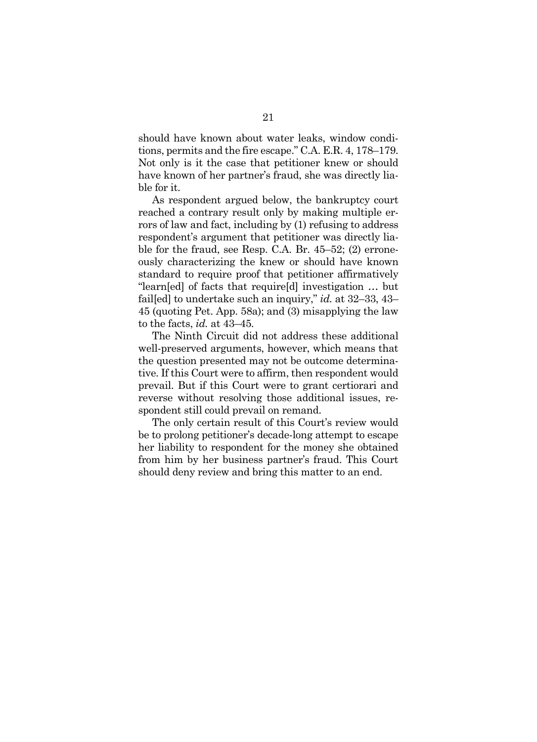should have known about water leaks, window conditions, permits and the fire escape." C.A. E.R. 4, 178–179. Not only is it the case that petitioner knew or should have known of her partner's fraud, she was directly liable for it.

As respondent argued below, the bankruptcy court reached a contrary result only by making multiple errors of law and fact, including by (1) refusing to address respondent's argument that petitioner was directly liable for the fraud, see Resp. C.A. Br. 45–52; (2) erroneously characterizing the knew or should have known standard to require proof that petitioner affirmatively "learn[ed] of facts that require[d] investigation … but fail[ed] to undertake such an inquiry," *id.* at 32–33, 43–45 (quoting Pet. App. 58a); and (3) misapplying the law to the facts, *id.* at 43–45.

The Ninth Circuit did not address these additional well-preserved arguments, however, which means that the question presented may not be outcome determinative. If this Court were to affirm, then respondent would prevail. But if this Court were to grant certiorari and reverse without resolving those additional issues, respondent still could prevail on remand.

The only certain result of this Court's review would be to prolong petitioner's decade-long attempt to escape her liability to respondent for the money she obtained from him by her business partner's fraud. This Court should deny review and bring this matter to an end.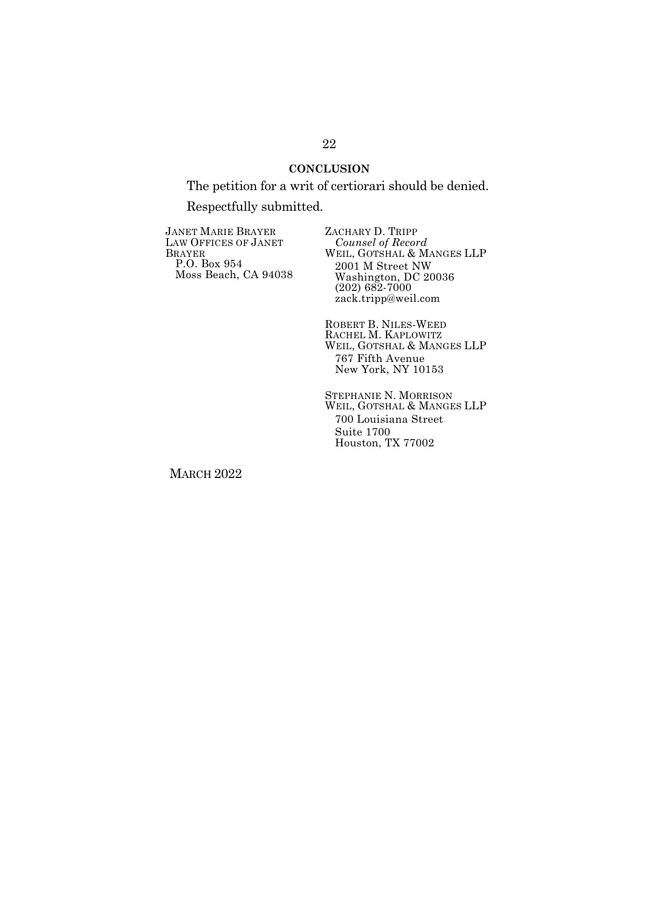## CONCLUSION

The petition for a writ of certiorari should be denied.

Respectfully submitted.

JANET MARIE BRAYER
LAW OFFICES OF JANET BRAYER
P.O. Box 954
Moss Beach, CA 94038

ZACHARY D. TRIPP
*Counsel of Record*
WEIL, GOTSHAL & MANGES LLP
2001 M Street NW
Washington, DC 20036
(202) 682-7000
zack.tripp@weil.com

ROBERT B. NILES-WEED
RACHEL M. KAPLOWITZ
WEIL, GOTSHAL & MANGES LLP
767 Fifth Avenue
New York, NY 10153

STEPHANIE N. MORRISON
WEIL, GOTSHAL & MANGES LLP
700 Louisiana Street
Suite 1700
Houston, TX 77002

MARCH 2022